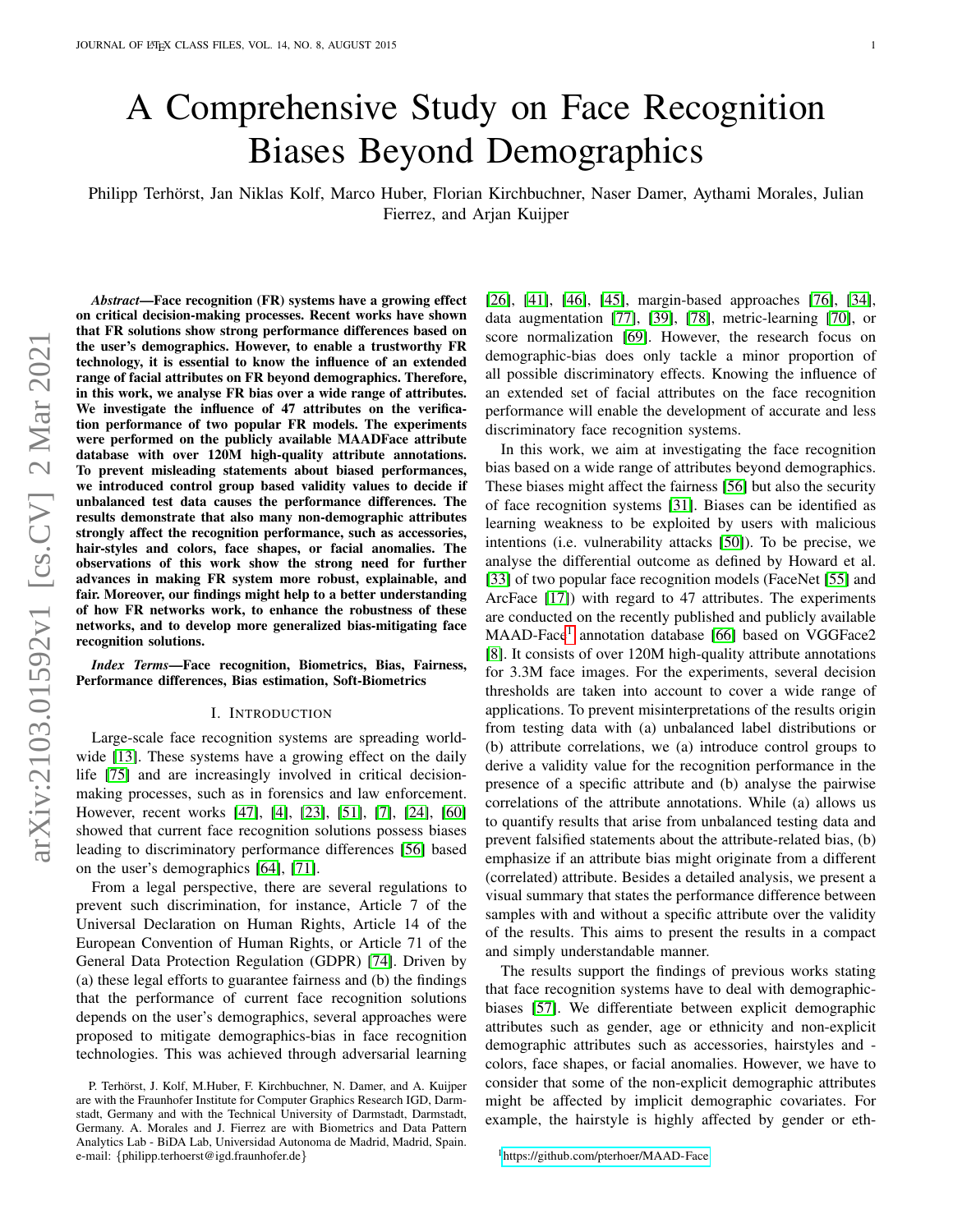# A Comprehensive Study on Face Recognition Biases Beyond Demographics

Philipp Terhörst, Jan Niklas Kolf, Marco Huber, Florian Kirchbuchner, Naser Damer, Aythami Morales, Julian Fierrez, and Arjan Kuijper

***Abstract*—Face recognition (FR) systems have a growing effect on critical decision-making processes. Recent works have shown that FR solutions show strong performance differences based on the user's demographics. However, to enable a trustworthy FR technology, it is essential to know the influence of an extended range of facial attributes on FR beyond demographics. Therefore, in this work, we analyse FR bias over a wide range of attributes. We investigate the influence of 47 attributes on the verification performance of two popular FR models. The experiments were performed on the publicly available MAADFace attribute database with over 120M high-quality attribute annotations. To prevent misleading statements about biased performances, we introduced control group based validity values to decide if unbalanced test data causes the performance differences. The results demonstrate that also many non-demographic attributes strongly affect the recognition performance, such as accessories, hair-styles and colors, face shapes, or facial anomalies. The observations of this work show the strong need for further advances in making FR system more robust, explainable, and fair. Moreover, our findings might help to a better understanding of how FR networks work, to enhance the robustness of these networks, and to develop more generalized bias-mitigating face recognition solutions.**

***Index Terms*—Face recognition, Biometrics, Bias, Fairness, Performance differences, Bias estimation, Soft-Biometrics**

## I. Introduction

Large-scale face recognition systems are spreading worldwide [13]. These systems have a growing effect on the daily life [75] and are increasingly involved in critical decision-making processes, such as in forensics and law enforcement. However, recent works [47], [4], [23], [51], [7], [24], [60] showed that current face recognition solutions possess biases leading to discriminatory performance differences [56] based on the user's demographics [64], [71].

From a legal perspective, there are several regulations to prevent such discrimination, for instance, Article 7 of the Universal Declaration on Human Rights, Article 14 of the European Convention of Human Rights, or Article 71 of the General Data Protection Regulation (GDPR) [74]. Driven by (a) these legal efforts to guarantee fairness and (b) the findings that the performance of current face recognition solutions depends on the user's demographics, several approaches were proposed to mitigate demographics-bias in face recognition technologies. This was achieved through adversarial learning [26], [41], [46], [45], margin-based approaches [76], [34], data augmentation [77], [39], [78], metric-learning [70], or score normalization [69]. However, the research focus on demographic-bias does only tackle a minor proportion of all possible discriminatory effects. Knowing the influence of an extended set of facial attributes on the face recognition performance will enable the development of accurate and less discriminatory face recognition systems.

In this work, we aim at investigating the face recognition bias based on a wide range of attributes beyond demographics. These biases might affect the fairness [56] but also the security of face recognition systems [31]. Biases can be identified as learning weakness to be exploited by users with malicious intentions (i.e. vulnerability attacks [50]). To be precise, we analyse the differential outcome as defined by Howard et al. [33] of two popular face recognition models (FaceNet [55] and ArcFace [17]) with regard to 47 attributes. The experiments are conducted on the recently published and publicly available MAAD-Face[1] annotation database [66] based on VGGFace2 [8]. It consists of over 120M high-quality attribute annotations for 3.3M face images. For the experiments, several decision thresholds are taken into account to cover a wide range of applications. To prevent misinterpretations of the results origin from testing data with (a) unbalanced label distributions or (b) attribute correlations, we (a) introduce control groups to derive a validity value for the recognition performance in the presence of a specific attribute and (b) analyse the pairwise correlations of the attribute annotations. While (a) allows us to quantify results that arise from unbalanced testing data and prevent falsified statements about the attribute-related bias, (b) emphasize if an attribute bias might originate from a different (correlated) attribute. Besides a detailed analysis, we present a visual summary that states the performance difference between samples with and without a specific attribute over the validity of the results. This aims to present the results in a compact and simply understandable manner.

The results support the findings of previous works stating that face recognition systems have to deal with demographic-biases [57]. We differentiate between explicit demographic attributes such as gender, age or ethnicity and non-explicit demographic attributes such as accessories, hairstyles and -colors, face shapes, or facial anomalies. However, we have to consider that some of the non-explicit demographic attributes might be affected by implicit demographic covariates. For example, the hairstyle is highly affected by gender or eth-

P. Terhörst, J. Kolf, M.Huber, F. Kirchbuchner, N. Damer, and A. Kuijper are with the Fraunhofer Institute for Computer Graphics Research IGD, Darmstadt, Germany and with the Technical University of Darmstadt, Darmstadt, Germany. A. Morales and J. Fierrez are with Biometrics and Data Pattern Analytics Lab - BiDA Lab, Universidad Autonoma de Madrid, Madrid, Spain. e-mail: {philipp.terhoerst@igd.fraunhofer.de}

[1] https://github.com/pterhoer/MAAD-Face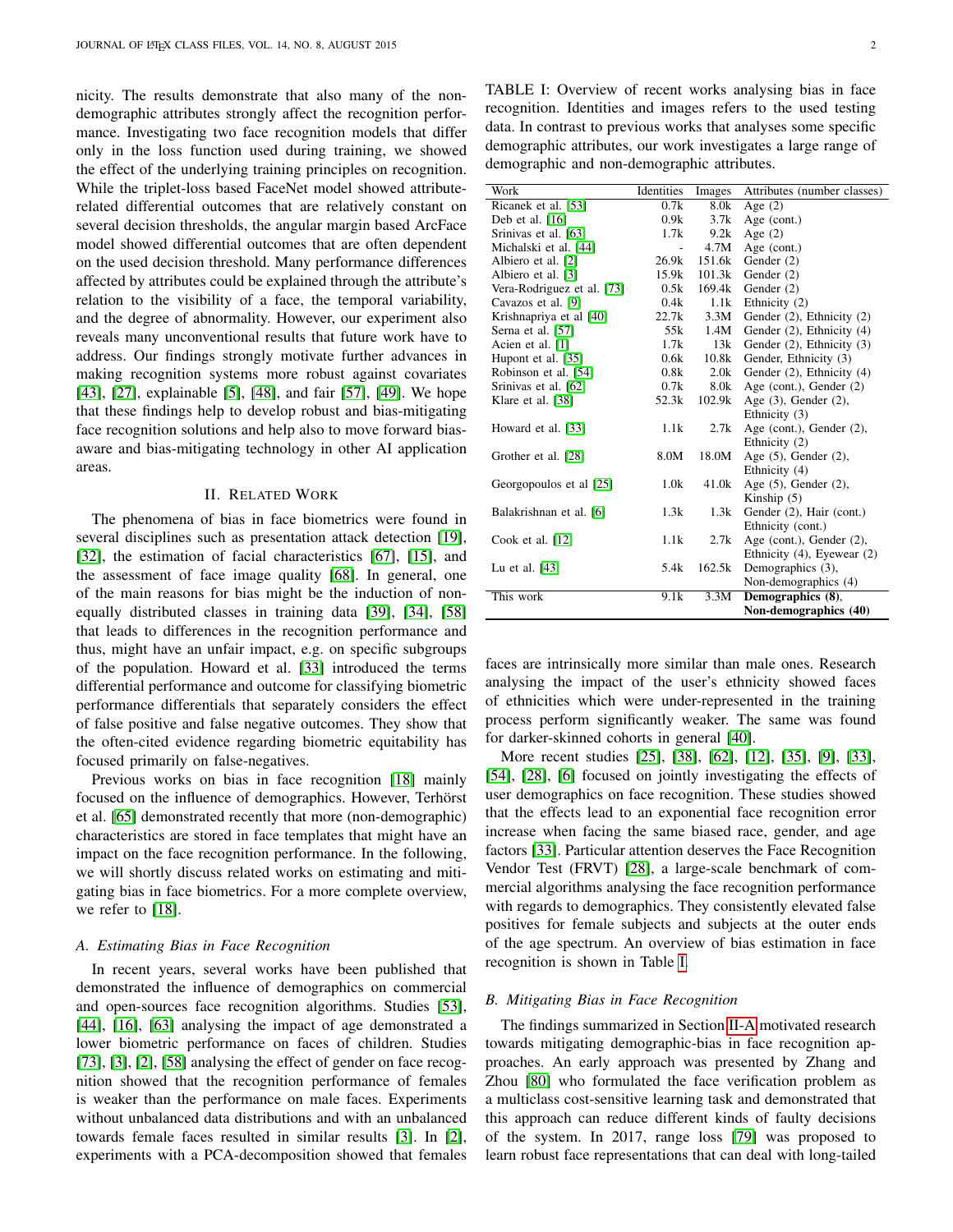nicity. The results demonstrate that also many of the non-demographic attributes strongly affect the recognition performance. Investigating two face recognition models that differ only in the loss function used during training, we showed the effect of the underlying training principles on recognition. While the triplet-loss based FaceNet model showed attribute-related differential outcomes that are relatively constant on several decision thresholds, the angular margin based ArcFace model showed differential outcomes that are often dependent on the used decision threshold. Many performance differences affected by attributes could be explained through the attribute's relation to the visibility of a face, the temporal variability, and the degree of abnormality. However, our experiment also reveals many unconventional results that future work have to address. Our findings strongly motivate further advances in making recognition systems more robust against covariates [43], [27], explainable [5], [48], and fair [57], [49]. We hope that these findings help to develop robust and bias-mitigating face recognition solutions and help also to move forward bias-aware and bias-mitigating technology in other AI application areas.

## II. Related Work

The phenomena of bias in face biometrics were found in several disciplines such as presentation attack detection [19], [32], the estimation of facial characteristics [67], [15], and the assessment of face image quality [68]. In general, one of the main reasons for bias might be the induction of non-equally distributed classes in training data [39], [34], [58] that leads to differences in the recognition performance and thus, might have an unfair impact, e.g. on specific subgroups of the population. Howard et al. [33] introduced the terms differential performance and outcome for classifying biometric performance differentials that separately considers the effect of false positive and false negative outcomes. They show that the often-cited evidence regarding biometric equitability has focused primarily on false-negatives.

Previous works on bias in face recognition [18] mainly focused on the influence of demographics. However, Terhörst et al. [65] demonstrated recently that more (non-demographic) characteristics are stored in face templates that might have an impact on the face recognition performance. In the following, we will shortly discuss related works on estimating and mitigating bias in face biometrics. For a more complete overview, we refer to [18].

### A. Estimating Bias in Face Recognition

In recent years, several works have been published that demonstrated the influence of demographics on commercial and open-sources face recognition algorithms. Studies [53], [44], [16], [63] analysing the impact of age demonstrated a lower biometric performance on faces of children. Studies [73], [3], [2], [58] analysing the effect of gender on face recognition showed that the recognition performance of females is weaker than the performance on male faces. Experiments without unbalanced data distributions and with an unbalanced towards female faces resulted in similar results [3]. In [2], experiments with a PCA-decomposition showed that females faces are intrinsically more similar than male ones. Research analysing the impact of the user's ethnicity showed faces of ethnicities which were under-represented in the training process perform significantly weaker. The same was found for darker-skinned cohorts in general [40].

More recent studies [25], [38], [62], [12], [35], [9], [33], [54], [28], [6] focused on jointly investigating the effects of user demographics on face recognition. These studies showed that the effects lead to an exponential face recognition error increase when facing the same biased race, gender, and age factors [33]. Particular attention deserves the Face Recognition Vendor Test (FRVT) [28], a large-scale benchmark of commercial algorithms analysing the face recognition performance with regards to demographics. They consistently elevated false positives for female subjects and subjects at the outer ends of the age spectrum. An overview of bias estimation in face recognition is shown in Table I.

TABLE I: Overview of recent works analysing bias in face recognition. Identities and images refers to the used testing data. In contrast to previous works that analyses some specific demographic attributes, our work investigates a large range of demographic and non-demographic attributes.

| Work | Identities | Images | Attributes (number classes) |
|---|---|---|---|
| Ricanek et al. [53] | 0.7k | 8.0k | Age (2) |
| Deb et al. [16] | 0.9k | 3.7k | Age (cont.) |
| Srinivas et al. [63] | 1.7k | 9.2k | Age (2) |
| Michalski et al. [44] | - | 4.7M | Age (cont.) |
| Albiero et al. [2] | 26.9k | 151.6k | Gender (2) |
| Albiero et al. [3] | 15.9k | 101.3k | Gender (2) |
| Vera-Rodriguez et al. [73] | 0.5k | 169.4k | Gender (2) |
| Cavazos et al. [9] | 0.4k | 1.1k | Ethnicity (2) |
| Krishnapriya et al [40] | 22.7k | 3.3M | Gender (2), Ethnicity (2) |
| Serna et al. [57] | 55k | 1.4M | Gender (2), Ethnicity (4) |
| Acien et al. [1] | 1.7k | 13k | Gender (2), Ethnicity (3) |
| Hupont et al. [35] | 0.6k | 10.8k | Gender, Ethnicity (3) |
| Robinson et al. [54] | 0.8k | 2.0k | Gender (2), Ethnicity (4) |
| Srinivas et al. [62] | 0.7k | 8.0k | Age (cont.), Gender (2) |
| Klare et al. [38] | 52.3k | 102.9k | Age (3), Gender (2), Ethnicity (3) |
| Howard et al. [33] | 1.1k | 2.7k | Age (cont.), Gender (2), Ethnicity (2) |
| Grother et al. [28] | 8.0M | 18.0M | Age (5), Gender (2), Ethnicity (4) |
| Georgopoulos et al [25] | 1.0k | 41.0k | Age (5), Gender (2), Kinship (5) |
| Balakrishnan et al. [6] | 1.3k | 1.3k | Gender (2), Hair (cont.) Ethnicity (cont.) |
| Cook et al. [12] | 1.1k | 2.7k | Age (cont.), Gender (2), Ethnicity (4), Eyewear (2) |
| Lu et al. [43] | 5.4k | 162.5k | Demographics (3), Non-demographics (4) |
| This work | 9.1k | 3.3M | **Demographics (8), Non-demographics (40)** |

### B. Mitigating Bias in Face Recognition

The findings summarized in Section II-A motivated research towards mitigating demographic-bias in face recognition approaches. An early approach was presented by Zhang and Zhou [80] who formulated the face verification problem as a multiclass cost-sensitive learning task and demonstrated that this approach can reduce different kinds of faulty decisions of the system. In 2017, range loss [79] was proposed to learn robust face representations that can deal with long-tailed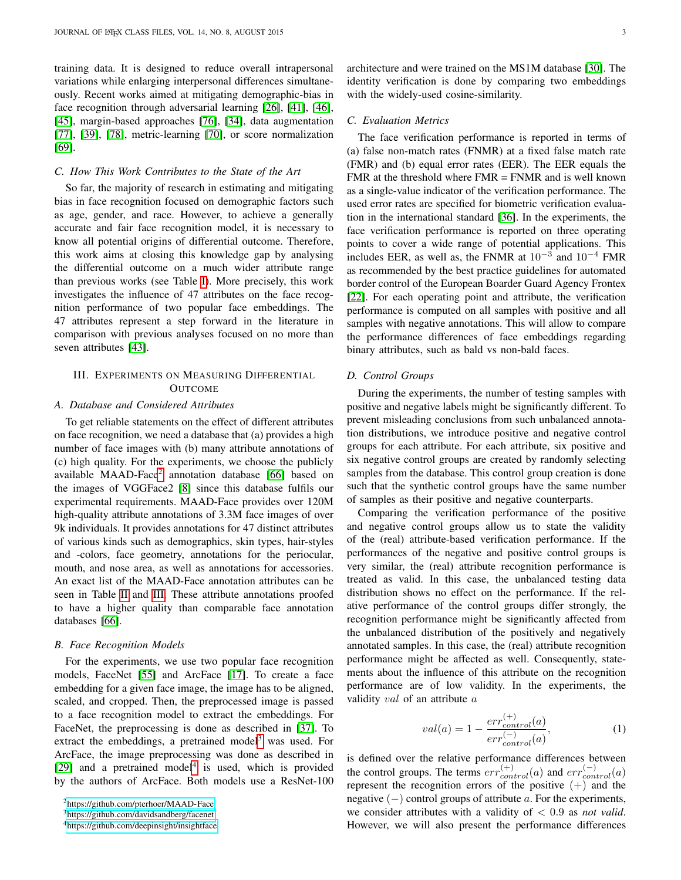training data. It is designed to reduce overall intrapersonal variations while enlarging interpersonal differences simultaneously. Recent works aimed at mitigating demographic-bias in face recognition through adversarial learning [26], [41], [46], [45], margin-based approaches [76], [34], data augmentation [77], [39], [78], metric-learning [70], or score normalization [69].

### C. How This Work Contributes to the State of the Art

So far, the majority of research in estimating and mitigating bias in face recognition focused on demographic factors such as age, gender, and race. However, to achieve a generally accurate and fair face recognition model, it is necessary to know all potential origins of differential outcome. Therefore, this work aims at closing this knowledge gap by analysing the differential outcome on a much wider attribute range than previous works (see Table I). More precisely, this work investigates the influence of 47 attributes on the face recognition performance of two popular face embeddings. The 47 attributes represent a step forward in the literature in comparison with previous analyses focused on no more than seven attributes [43].

## III. Experiments on Measuring Differential Outcome

### A. Database and Considered Attributes

To get reliable statements on the effect of different attributes on face recognition, we need a database that (a) provides a high number of face images with (b) many attribute annotations of (c) high quality. For the experiments, we choose the publicly available MAAD-Face[2] annotation database [66] based on the images of VGGFace2 [8] since this database fulfils our experimental requirements. MAAD-Face provides over 120M high-quality attribute annotations of 3.3M face images of over 9k individuals. It provides annotations for 47 distinct attributes of various kinds such as demographics, skin types, hair-styles and -colors, face geometry, annotations for the periocular, mouth, and nose area, as well as annotations for accessories. An exact list of the MAAD-Face annotation attributes can be seen in Table II and III. These attribute annotations proofed to have a higher quality than comparable face annotation databases [66].

### B. Face Recognition Models

For the experiments, we use two popular face recognition models, FaceNet [55] and ArcFace [17]. To create a face embedding for a given face image, the image has to be aligned, scaled, and cropped. Then, the preprocessed image is passed to a face recognition model to extract the embeddings. For FaceNet, the preprocessing is done as described in [37]. To extract the embeddings, a pretrained model[3] was used. For ArcFace, the image preprocessing was done as described in [29] and a pretrained model[4] is used, which is provided by the authors of ArcFace. Both models use a ResNet-100 architecture and were trained on the MS1M database [30]. The identity verification is done by comparing two embeddings with the widely-used cosine-similarity.

### C. Evaluation Metrics

The face verification performance is reported in terms of (a) false non-match rates (FNMR) at a fixed false match rate (FMR) and (b) equal error rates (EER). The EER equals the FMR at the threshold where FMR = FNMR and is well known as a single-value indicator of the verification performance. The used error rates are specified for biometric verification evaluation in the international standard [36]. In the experiments, the face verification performance is reported on three operating points to cover a wide range of potential applications. This includes EER, as well as, the FNMR at $10^{-3}$ and $10^{-4}$ FMR as recommended by the best practice guidelines for automated border control of the European Boarder Guard Agency Frontex [22]. For each operating point and attribute, the verification performance is computed on all samples with positive and all samples with negative annotations. This will allow to compare the performance differences of face embeddings regarding binary attributes, such as bald vs non-bald faces.

### D. Control Groups

During the experiments, the number of testing samples with positive and negative labels might be significantly different. To prevent misleading conclusions from such unbalanced annotation distributions, we introduce positive and negative control groups for each attribute. For each attribute, six positive and six negative control groups are created by randomly selecting samples from the database. This control group creation is done such that the synthetic control groups have the same number of samples as their positive and negative counterparts.

Comparing the verification performance of the positive and negative control groups allow us to state the validity of the (real) attribute-based verification performance. If the performances of the negative and positive control groups is very similar, the (real) attribute recognition performance is treated as valid. In this case, the unbalanced testing data distribution shows no effect on the performance. If the relative performance of the control groups differ strongly, the recognition performance might be significantly affected from the unbalanced distribution of the positively and negatively annotated samples. In this case, the (real) attribute recognition performance might be affected as well. Consequently, statements about the influence of this attribute on the recognition performance are of low validity. In the experiments, the validity $val$ of an attribute $a$

$$val(a) = 1 - \frac{err_{control}^{(+)}(a)}{err_{control}^{(-)}(a)}, \tag{1}$$

is defined over the relative performance differences between the control groups. The terms $err_{control}^{(+)}(a)$ and $err_{control}^{(-)}(a)$ represent the recognition errors of the positive $(+)$ and the negative $(-)$ control groups of attribute $a$. For the experiments, we consider attributes with a validity of $< 0.9$ as *not valid*. However, we will also present the performance differences

[2] https://github.com/pterhoer/MAAD-Face

[3] https://github.com/davidsandberg/facenet

[4] https://github.com/deepinsight/insightface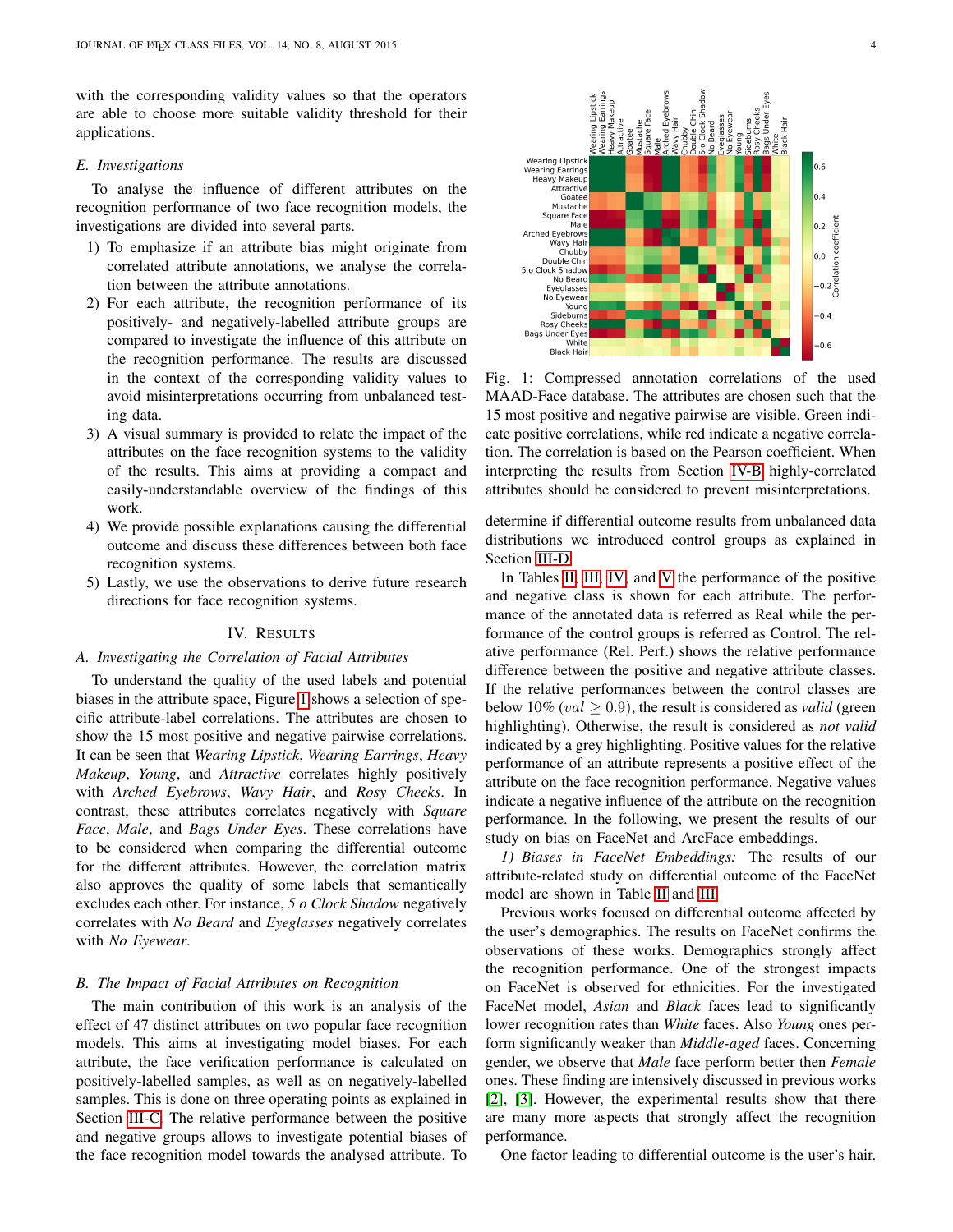with the corresponding validity values so that the operators are able to choose more suitable validity threshold for their applications.

### E. Investigations

To analyse the influence of different attributes on the recognition performance of two face recognition models, the investigations are divided into several parts.

1) To emphasize if an attribute bias might originate from correlated attribute annotations, we analyse the correlation between the attribute annotations.
2) For each attribute, the recognition performance of its positively- and negatively-labelled attribute groups are compared to investigate the influence of this attribute on the recognition performance. The results are discussed in the context of the corresponding validity values to avoid misinterpretations occurring from unbalanced testing data.
3) A visual summary is provided to relate the impact of the attributes on the face recognition systems to the validity of the results. This aims at providing a compact and easily-understandable overview of the findings of this work.
4) We provide possible explanations causing the differential outcome and discuss these differences between both face recognition systems.
5) Lastly, we use the observations to derive future research directions for face recognition systems.

## IV. Results

### A. Investigating the Correlation of Facial Attributes

To understand the quality of the used labels and potential biases in the attribute space, Figure 1 shows a selection of specific attribute-label correlations. The attributes are chosen to show the 15 most positive and negative pairwise correlations. It can be seen that *Wearing Lipstick*, *Wearing Earrings*, *Heavy Makeup*, *Young*, and *Attractive* correlates highly positively with *Arched Eyebrows*, *Wavy Hair*, and *Rosy Cheeks*. In contrast, these attributes correlates negatively with *Square Face*, *Male*, and *Bags Under Eyes*. These correlations have to be considered when comparing the differential outcome for the different attributes. However, the correlation matrix also approves the quality of some labels that semantically excludes each other. For instance, *5 o Clock Shadow* negatively correlates with *No Beard* and *Eyeglasses* negatively correlates with *No Eyewear*.

### B. The Impact of Facial Attributes on Recognition

The main contribution of this work is an analysis of the effect of 47 distinct attributes on two popular face recognition models. This aims at investigating model biases. For each attribute, the face verification performance is calculated on positively-labelled samples, as well as on negatively-labelled samples. This is done on three operating points as explained in Section III-C. The relative performance between the positive and negative groups allows to investigate potential biases of the face recognition model towards the analysed attribute. To determine if differential outcome results from unbalanced data distributions we introduced control groups as explained in Section III-D.

Fig. 1: Compressed annotation correlations of the used MAAD-Face database. The attributes are chosen such that the 15 most positive and negative pairwise are visible. Green indicate positive correlations, while red indicate a negative correlation. The correlation is based on the Pearson coefficient. When interpreting the results from Section IV-B highly-correlated attributes should be considered to prevent misinterpretations.

In Tables II, III, IV, and V the performance of the positive and negative class is shown for each attribute. The performance of the annotated data is referred as Real while the performance of the control groups is referred as Control. The relative performance (Rel. Perf.) shows the relative performance difference between the positive and negative attribute classes. If the relative performances between the control classes are below 10% ($val \geq 0.9$), the result is considered as *valid* (green highlighting). Otherwise, the result is considered as *not valid* indicated by a grey highlighting. Positive values for the relative performance of an attribute represents a positive effect of the attribute on the face recognition performance. Negative values indicate a negative influence of the attribute on the recognition performance. In the following, we present the results of our study on bias on FaceNet and ArcFace embeddings.

*1) Biases in FaceNet Embeddings:* The results of our attribute-related study on differential outcome of the FaceNet model are shown in Table II and III.

Previous works focused on differential outcome affected by the user's demographics. The results on FaceNet confirms the observations of these works. Demographics strongly affect the recognition performance. One of the strongest impacts on FaceNet is observed for ethnicities. For the investigated FaceNet model, *Asian* and *Black* faces lead to significantly lower recognition rates than *White* faces. Also *Young* ones perform significantly weaker than *Middle-aged* faces. Concerning gender, we observe that *Male* face perform better then *Female* ones. These finding are intensively discussed in previous works [2], [3]. However, the experimental results show that there are many more aspects that strongly affect the recognition performance.

One factor leading to differential outcome is the user's hair.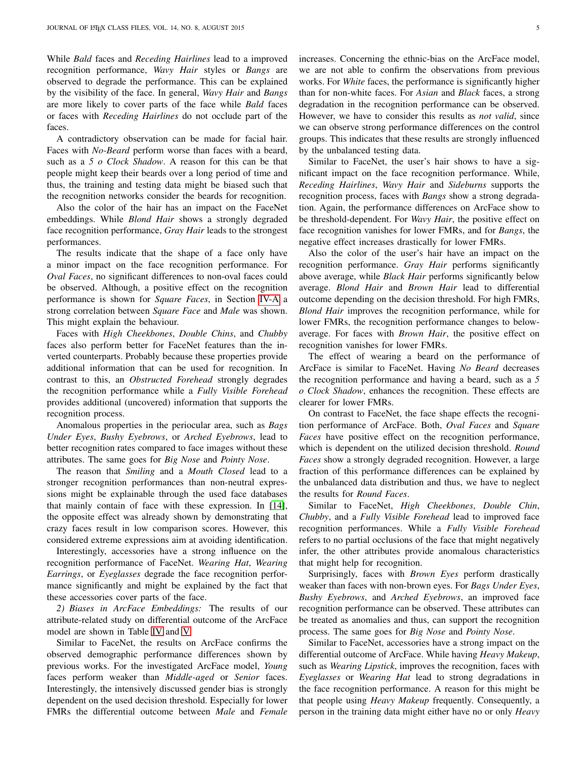While *Bald* faces and *Receding Hairlines* lead to a improved recognition performance, *Wavy Hair* styles or *Bangs* are observed to degrade the performance. This can be explained by the visibility of the face. In general, *Wavy Hair* and *Bangs* are more likely to cover parts of the face while *Bald* faces or faces with *Receding Hairlines* do not occlude part of the faces.

A contradictory observation can be made for facial hair. Faces with *No-Beard* perform worse than faces with a beard, such as a *5 o Clock Shadow*. A reason for this can be that people might keep their beards over a long period of time and thus, the training and testing data might be biased such that the recognition networks consider the beards for recognition.

Also the color of the hair has an impact on the FaceNet embeddings. While *Blond Hair* shows a strongly degraded face recognition performance, *Gray Hair* leads to the strongest performances.

The results indicate that the shape of a face only have a minor impact on the face recognition performance. For *Oval Faces*, no significant differences to non-oval faces could be observed. Although, a positive effect on the recognition performance is shown for *Square Faces*, in Section IV-A a strong correlation between *Square Face* and *Male* was shown. This might explain the behaviour.

Faces with *High Cheekbones*, *Double Chins*, and *Chubby* faces also perform better for FaceNet features than the inverted counterparts. Probably because these properties provide additional information that can be used for recognition. In contrast to this, an *Obstructed Forehead* strongly degrades the recognition performance while a *Fully Visible Forehead* provides additional (uncovered) information that supports the recognition process.

Anomalous properties in the periocular area, such as *Bags Under Eyes*, *Bushy Eyebrows*, or *Arched Eyebrows*, lead to better recognition rates compared to face images without these attributes. The same goes for *Big Nose* and *Pointy Nose*.

The reason that *Smiling* and a *Mouth Closed* lead to a stronger recognition performances than non-neutral expressions might be explainable through the used face databases that mainly contain of face with these expression. In [14], the opposite effect was already shown by demonstrating that crazy faces result in low comparison scores. However, this considered extreme expressions aim at avoiding identification.

Interestingly, accessories have a strong influence on the recognition performance of FaceNet. *Wearing Hat*, *Wearing Earrings*, or *Eyeglasses* degrade the face recognition performance significantly and might be explained by the fact that these accessories cover parts of the face.

*2) Biases in ArcFace Embeddings:* The results of our attribute-related study on differential outcome of the ArcFace model are shown in Table IV and V.

Similar to FaceNet, the results on ArcFace confirms the observed demographic performance differences shown by previous works. For the investigated ArcFace model, *Young* faces perform weaker than *Middle-aged* or *Senior* faces. Interestingly, the intensively discussed gender bias is strongly dependent on the used decision threshold. Especially for lower FMRs the differential outcome between *Male* and *Female* increases. Concerning the ethnic-bias on the ArcFace model, we are not able to confirm the observations from previous works. For *White* faces, the performance is significantly higher than for non-white faces. For *Asian* and *Black* faces, a strong degradation in the recognition performance can be observed. However, we have to consider this results as *not valid*, since we can observe strong performance differences on the control groups. This indicates that these results are strongly influenced by the unbalanced testing data.

Similar to FaceNet, the user's hair shows to have a significant impact on the face recognition performance. While, *Receding Hairlines*, *Wavy Hair* and *Sideburns* supports the recognition process, faces with *Bangs* show a strong degradation. Again, the performance differences on ArcFace show to be threshold-dependent. For *Wavy Hair*, the positive effect on face recognition vanishes for lower FMRs, and for *Bangs*, the negative effect increases drastically for lower FMRs.

Also the color of the user's hair have an impact on the recognition performance. *Gray Hair* performs significantly above average, while *Black Hair* performs significantly below average. *Blond Hair* and *Brown Hair* lead to differential outcome depending on the decision threshold. For high FMRs, *Blond Hair* improves the recognition performance, while for lower FMRs, the recognition performance changes to below-average. For faces with *Brown Hair*, the positive effect on recognition vanishes for lower FMRs.

The effect of wearing a beard on the performance of ArcFace is similar to FaceNet. Having *No Beard* decreases the recognition performance and having a beard, such as a *5 o Clock Shadow*, enhances the recognition. These effects are clearer for lower FMRs.

On contrast to FaceNet, the face shape effects the recognition performance of ArcFace. Both, *Oval Faces* and *Square Faces* have positive effect on the recognition performance, which is dependent on the utilized decision threshold. *Round Faces* show a strongly degraded recognition. However, a large fraction of this performance differences can be explained by the unbalanced data distribution and thus, we have to neglect the results for *Round Faces*.

Similar to FaceNet, *High Cheekbones*, *Double Chin*, *Chubby*, and a *Fully Visible Forehead* lead to improved face recognition performances. While a *Fully Visible Forehead* refers to no partial occlusions of the face that might negatively infer, the other attributes provide anomalous characteristics that might help for recognition.

Surprisingly, faces with *Brown Eyes* perform drastically weaker than faces with non-brown eyes. For *Bags Under Eyes*, *Bushy Eyebrows*, and *Arched Eyebrows*, an improved face recognition performance can be observed. These attributes can be treated as anomalies and thus, can support the recognition process. The same goes for *Big Nose* and *Pointy Nose*.

Similar to FaceNet, accessories have a strong impact on the differential outcome of ArcFace. While having *Heavy Makeup*, such as *Wearing Lipstick*, improves the recognition, faces with *Eyeglasses* or *Wearing Hat* lead to strong degradations in the face recognition performance. A reason for this might be that people using *Heavy Makeup* frequently. Consequently, a person in the training data might either have no or only *Heavy*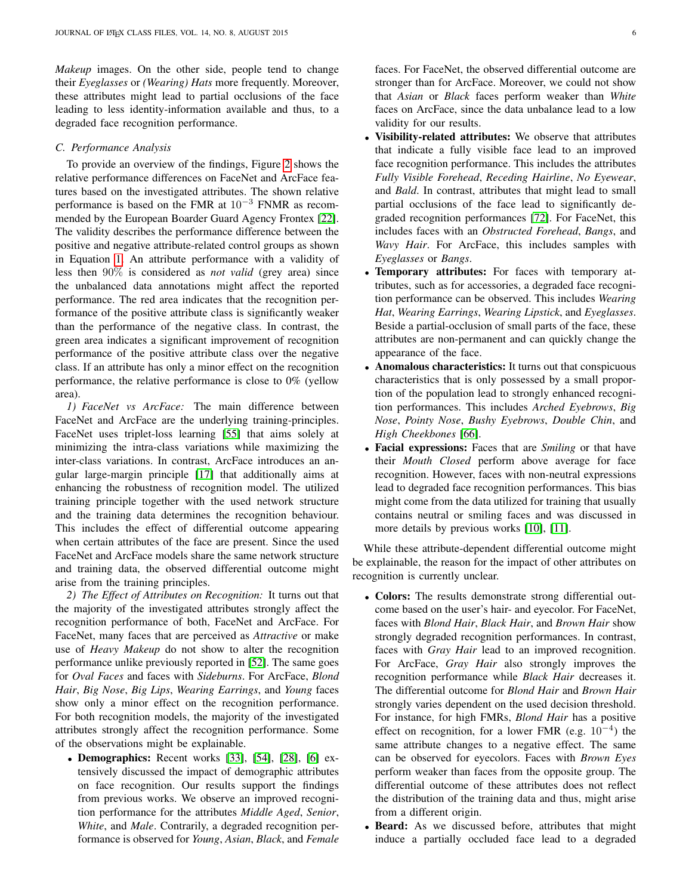*Makeup* images. On the other side, people tend to change their *Eyeglasses* or *(Wearing) Hats* more frequently. Moreover, these attributes might lead to partial occlusions of the face leading to less identity-information available and thus, to a degraded face recognition performance.

### C. Performance Analysis

To provide an overview of the findings, Figure 2 shows the relative performance differences on FaceNet and ArcFace features based on the investigated attributes. The shown relative performance is based on the FMR at $10^{-3}$ FNMR as recommended by the European Boarder Guard Agency Frontex [22]. The validity describes the performance difference between the positive and negative attribute-related control groups as shown in Equation 1. An attribute performance with a validity of less then 90% is considered as *not valid* (grey area) since the unbalanced data annotations might affect the reported performance. The red area indicates that the recognition performance of the positive attribute class is significantly weaker than the performance of the negative class. In contrast, the green area indicates a significant improvement of recognition performance of the positive attribute class over the negative class. If an attribute has only a minor effect on the recognition performance, the relative performance is close to 0% (yellow area).

*1) FaceNet vs ArcFace:* The main difference between FaceNet and ArcFace are the underlying training-principles. FaceNet uses triplet-loss learning [55] that aims solely at minimizing the intra-class variations while maximizing the inter-class variations. In contrast, ArcFace introduces an angular large-margin principle [17] that additionally aims at enhancing the robustness of recognition model. The utilized training principle together with the used network structure and the training data determines the recognition behaviour. This includes the effect of differential outcome appearing when certain attributes of the face are present. Since the used FaceNet and ArcFace models share the same network structure and training data, the observed differential outcome might arise from the training principles.

*2) The Effect of Attributes on Recognition:* It turns out that the majority of the investigated attributes strongly affect the recognition performance of both, FaceNet and ArcFace. For FaceNet, many faces that are perceived as *Attractive* or make use of *Heavy Makeup* do not show to alter the recognition performance unlike previously reported in [52]. The same goes for *Oval Faces* and faces with *Sideburns*. For ArcFace, *Blond Hair*, *Big Nose*, *Big Lips*, *Wearing Earrings*, and *Young* faces show only a minor effect on the recognition performance. For both recognition models, the majority of the investigated attributes strongly affect the recognition performance. Some of the observations might be explainable.

- **Demographics:** Recent works [33], [54], [28], [6] extensively discussed the impact of demographic attributes on face recognition. Our results support the findings from previous works. We observe an improved recognition performance for the attributes *Middle Aged*, *Senior*, *White*, and *Male*. Contrarily, a degraded recognition performance is observed for *Young*, *Asian*, *Black*, and *Female* faces. For FaceNet, the observed differential outcome are stronger than for ArcFace. Moreover, we could not show that *Asian* or *Black* faces perform weaker than *White* faces on ArcFace, since the data unbalance lead to a low validity for our results.
- **Visibility-related attributes:** We observe that attributes that indicate a fully visible face lead to an improved face recognition performance. This includes the attributes *Fully Visible Forehead*, *Receding Hairline*, *No Eyewear*, and *Bald*. In contrast, attributes that might lead to small partial occlusions of the face lead to significantly degraded recognition performances [72]. For FaceNet, this includes faces with an *Obstructed Forehead*, *Bangs*, and *Wavy Hair*. For ArcFace, this includes samples with *Eyeglasses* or *Bangs*.
- **Temporary attributes:** For faces with temporary attributes, such as for accessories, a degraded face recognition performance can be observed. This includes *Wearing Hat*, *Wearing Earrings*, *Wearing Lipstick*, and *Eyeglasses*. Beside a partial-occlusion of small parts of the face, these attributes are non-permanent and can quickly change the appearance of the face.
- **Anomalous characteristics:** It turns out that conspicuous characteristics that is only possessed by a small proportion of the population lead to strongly enhanced recognition performances. This includes *Arched Eyebrows*, *Big Nose*, *Pointy Nose*, *Bushy Eyebrows*, *Double Chin*, and *High Cheekbones* [66].
- **Facial expressions:** Faces that are *Smiling* or that have their *Mouth Closed* perform above average for face recognition. However, faces with non-neutral expressions lead to degraded face recognition performances. This bias might come from the data utilized for training that usually contains neutral or smiling faces and was discussed in more details by previous works [10], [11].

While these attribute-dependent differential outcome might be explainable, the reason for the impact of other attributes on recognition is currently unclear.

- **Colors:** The results demonstrate strong differential outcome based on the user's hair- and eyecolor. For FaceNet, faces with *Blond Hair*, *Black Hair*, and *Brown Hair* show strongly degraded recognition performances. In contrast, faces with *Gray Hair* lead to an improved recognition. For ArcFace, *Gray Hair* also strongly improves the recognition performance while *Black Hair* decreases it. The differential outcome for *Blond Hair* and *Brown Hair* strongly varies dependent on the used decision threshold. For instance, for high FMRs, *Blond Hair* has a positive effect on recognition, for a lower FMR (e.g. $10^{-4}$) the same attribute changes to a negative effect. The same can be observed for eyecolors. Faces with *Brown Eyes* perform weaker than faces from the opposite group. The differential outcome of these attributes does not reflect the distribution of the training data and thus, might arise from a different origin.
- **Beard:** As we discussed before, attributes that might induce a partially occluded face lead to a degraded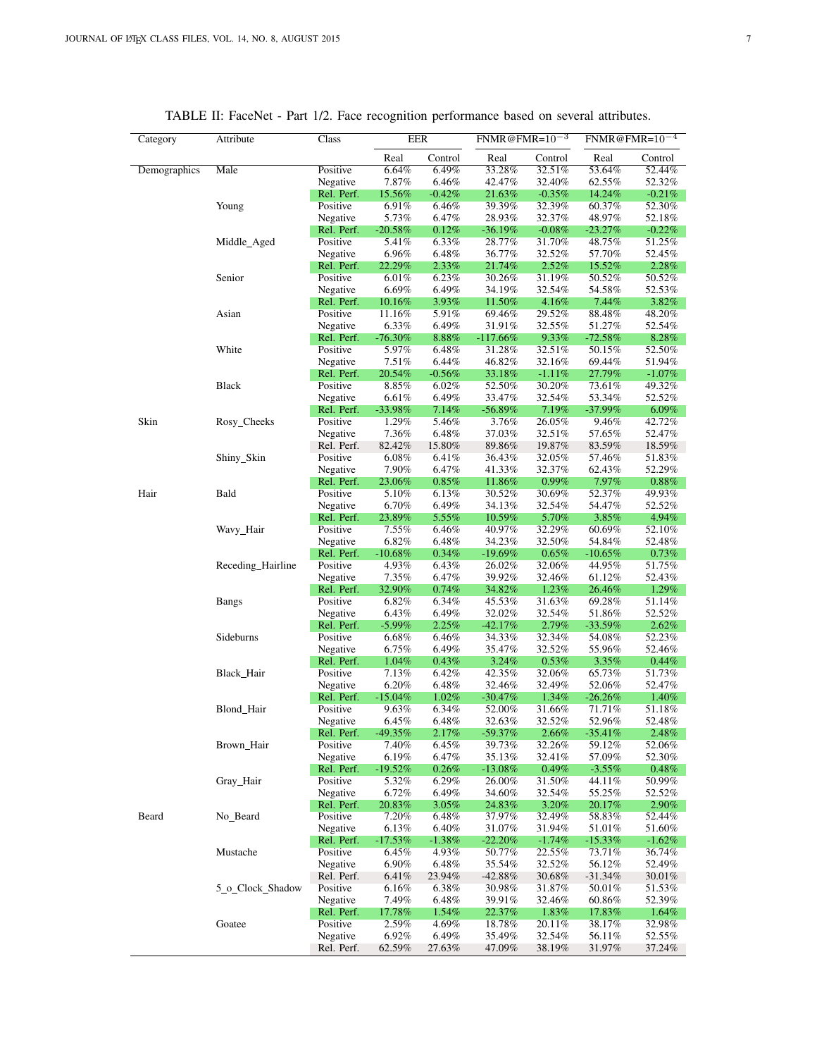TABLE II: FaceNet - Part 1/2. Face recognition performance based on several attributes.

| Category | Attribute | Class | EER | | FNMR@FMR=$10^{-3}$ | | FNMR@FMR=$10^{-4}$ | |
|---|---|---|---|---|---|---|---|---|
| | | | Real | Control | Real | Control | Real | Control |
| Demographics | Male | Positive | 6.64% | 6.49% | 33.28% | 32.51% | 53.64% | 52.44% |
| | | Negative | 7.87% | 6.46% | 42.47% | 32.40% | 62.55% | 52.32% |
| | | Rel. Perf. | 15.56% | -0.42% | 21.63% | -0.35% | 14.24% | -0.21% |
| | Young | Positive | 6.91% | 6.46% | 39.39% | 32.39% | 60.37% | 52.30% |
| | | Negative | 5.73% | 6.47% | 28.93% | 32.37% | 48.97% | 52.18% |
| | | Rel. Perf. | -20.58% | 0.12% | -36.19% | -0.08% | -23.27% | -0.22% |
| | Middle_Aged | Positive | 5.41% | 6.33% | 28.77% | 31.70% | 48.75% | 51.25% |
| | | Negative | 6.96% | 6.48% | 36.77% | 32.52% | 57.70% | 52.45% |
| | | Rel. Perf. | 22.29% | 2.33% | 21.74% | 2.52% | 15.52% | 2.28% |
| | Senior | Positive | 6.01% | 6.23% | 30.26% | 31.19% | 50.52% | 50.52% |
| | | Negative | 6.69% | 6.49% | 34.19% | 32.54% | 54.58% | 52.53% |
| | | Rel. Perf. | 10.16% | 3.93% | 11.50% | 4.16% | 7.44% | 3.82% |
| | Asian | Positive | 11.16% | 5.91% | 69.46% | 29.52% | 88.48% | 48.20% |
| | | Negative | 6.33% | 6.49% | 31.91% | 32.55% | 51.27% | 52.54% |
| | | Rel. Perf. | -76.30% | 8.88% | -117.66% | 9.33% | -72.58% | 8.28% |
| | White | Positive | 5.97% | 6.48% | 31.28% | 32.51% | 50.15% | 52.50% |
| | | Negative | 7.51% | 6.44% | 46.82% | 32.16% | 69.44% | 51.94% |
| | | Rel. Perf. | 20.54% | -0.56% | 33.18% | -1.11% | 27.79% | -1.07% |
| | Black | Positive | 8.85% | 6.02% | 52.50% | 30.20% | 73.61% | 49.32% |
| | | Negative | 6.61% | 6.49% | 33.47% | 32.54% | 53.34% | 52.52% |
| | | Rel. Perf. | -33.98% | 7.14% | -56.89% | 7.19% | -37.99% | 6.09% |
| Skin | Rosy_Cheeks | Positive | 1.29% | 5.46% | 3.76% | 26.05% | 9.46% | 42.72% |
| | | Negative | 7.36% | 6.48% | 37.03% | 32.51% | 57.65% | 52.47% |
| | | Rel. Perf. | 82.42% | 15.80% | 89.86% | 19.87% | 83.59% | 18.59% |
| | Shiny_Skin | Positive | 6.08% | 6.41% | 36.43% | 32.05% | 57.46% | 51.83% |
| | | Negative | 7.90% | 6.47% | 41.33% | 32.37% | 62.43% | 52.29% |
| | | Rel. Perf. | 23.06% | 0.85% | 11.86% | 0.99% | 7.97% | 0.88% |
| Hair | Bald | Positive | 5.10% | 6.13% | 30.52% | 30.69% | 52.37% | 49.93% |
| | | Negative | 6.70% | 6.49% | 34.13% | 32.54% | 54.47% | 52.52% |
| | | Rel. Perf. | 23.89% | 5.55% | 10.59% | 5.70% | 3.85% | 4.94% |
| | Wavy_Hair | Positive | 7.55% | 6.46% | 40.97% | 32.29% | 60.69% | 52.10% |
| | | Negative | 6.82% | 6.48% | 34.23% | 32.50% | 54.84% | 52.48% |
| | | Rel. Perf. | -10.68% | 0.34% | -19.69% | 0.65% | -10.65% | 0.73% |
| | Receding_Hairline | Positive | 4.93% | 6.43% | 26.02% | 32.06% | 44.95% | 51.75% |
| | | Negative | 7.35% | 6.47% | 39.92% | 32.46% | 61.12% | 52.43% |
| | | Rel. Perf. | 32.90% | 0.74% | 34.82% | 1.23% | 26.46% | 1.29% |
| | Bangs | Positive | 6.82% | 6.34% | 45.53% | 31.63% | 69.28% | 51.14% |
| | | Negative | 6.43% | 6.49% | 32.02% | 32.54% | 51.86% | 52.52% |
| | | Rel. Perf. | -5.99% | 2.25% | -42.17% | 2.79% | -33.59% | 2.62% |
| | Sideburns | Positive | 6.68% | 6.46% | 34.33% | 32.34% | 54.08% | 52.23% |
| | | Negative | 6.75% | 6.49% | 35.47% | 32.52% | 55.96% | 52.46% |
| | | Rel. Perf. | 1.04% | 0.43% | 3.24% | 0.53% | 3.35% | 0.44% |
| | Black_Hair | Positive | 7.13% | 6.42% | 42.35% | 32.06% | 65.73% | 51.73% |
| | | Negative | 6.20% | 6.48% | 32.46% | 32.49% | 52.06% | 52.47% |
| | | Rel. Perf. | -15.04% | 1.02% | -30.47% | 1.34% | -26.26% | 1.40% |
| | Blond_Hair | Positive | 9.63% | 6.34% | 52.00% | 31.66% | 71.71% | 51.18% |
| | | Negative | 6.45% | 6.48% | 32.63% | 32.52% | 52.96% | 52.48% |
| | | Rel. Perf. | -49.35% | 2.17% | -59.37% | 2.66% | -35.41% | 2.48% |
| | Brown_Hair | Positive | 7.40% | 6.45% | 39.73% | 32.26% | 59.12% | 52.06% |
| | | Negative | 6.19% | 6.47% | 35.13% | 32.41% | 57.09% | 52.30% |
| | | Rel. Perf. | -19.52% | 0.26% | -13.08% | 0.49% | -3.55% | 0.48% |
| | Gray_Hair | Positive | 5.32% | 6.29% | 26.00% | 31.50% | 44.11% | 50.99% |
| | | Negative | 6.72% | 6.49% | 34.60% | 32.54% | 55.25% | 52.52% |
| | | Rel. Perf. | 20.83% | 3.05% | 24.83% | 3.20% | 20.17% | 2.90% |
| Beard | No_Beard | Positive | 7.20% | 6.48% | 37.97% | 32.49% | 58.83% | 52.44% |
| | | Negative | 6.13% | 6.40% | 31.07% | 31.94% | 51.01% | 51.60% |
| | | Rel. Perf. | -17.53% | -1.38% | -22.20% | -1.74% | -15.33% | -1.62% |
| | Mustache | Positive | 6.45% | 4.93% | 50.77% | 22.55% | 73.71% | 36.74% |
| | | Negative | 6.90% | 6.48% | 35.54% | 32.52% | 56.12% | 52.49% |
| | | Rel. Perf. | 6.41% | 23.94% | -42.88% | 30.68% | -31.34% | 30.01% |
| | 5_o_Clock_Shadow | Positive | 6.16% | 6.38% | 30.98% | 31.87% | 50.01% | 51.53% |
| | | Negative | 7.49% | 6.48% | 39.91% | 32.46% | 60.86% | 52.39% |
| | | Rel. Perf. | 17.78% | 1.54% | 22.37% | 1.83% | 17.83% | 1.64% |
| | Goatee | Positive | 2.59% | 4.69% | 18.78% | 20.11% | 38.17% | 32.98% |
| | | Negative | 6.92% | 6.49% | 35.49% | 32.54% | 56.11% | 52.55% |
| | | Rel. Perf. | 62.59% | 27.63% | 47.09% | 38.19% | 31.97% | 37.24% |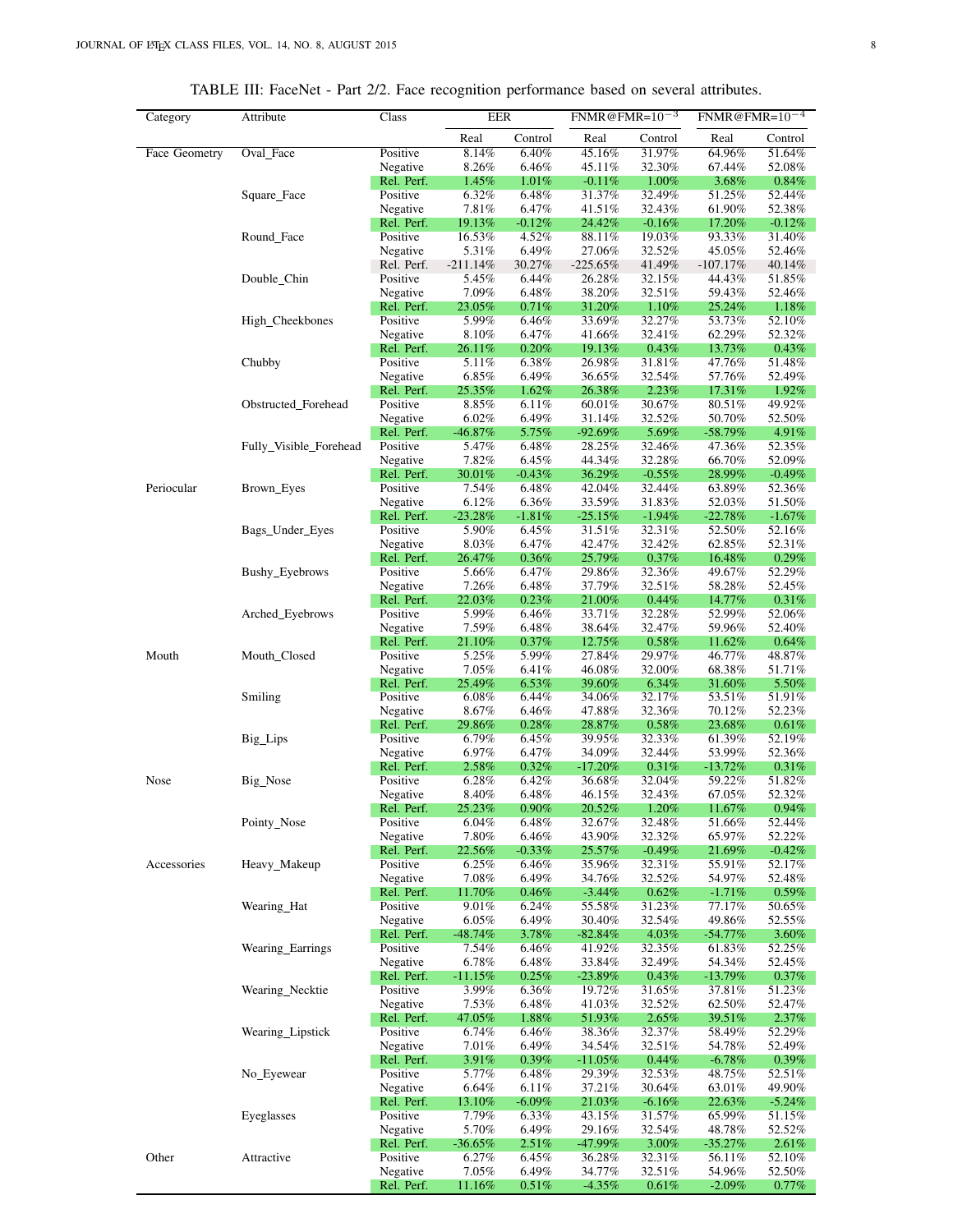TABLE III: FaceNet - Part 2/2. Face recognition performance based on several attributes.

| Category | Attribute | Class | EER | | FNMR@FMR=$10^{-3}$ | | FNMR@FMR=$10^{-4}$ | |
|---|---|---|---|---|---|---|---|---|
| | | | Real | Control | Real | Control | Real | Control |
| Face Geometry | Oval_Face | Positive | 8.14% | 6.40% | 45.16% | 31.97% | 64.96% | 51.64% |
| | | Negative | 8.26% | 6.46% | 45.11% | 32.30% | 67.44% | 52.08% |
| | | Rel. Perf. | 1.45% | 1.01% | -0.11% | 1.00% | 3.68% | 0.84% |
| | Square_Face | Positive | 6.32% | 6.48% | 31.37% | 32.49% | 51.25% | 52.44% |
| | | Negative | 7.81% | 6.47% | 41.51% | 32.43% | 61.90% | 52.38% |
| | | Rel. Perf. | 19.13% | -0.12% | 24.42% | -0.16% | 17.20% | -0.12% |
| | Round_Face | Positive | 16.53% | 4.52% | 88.11% | 19.03% | 93.33% | 31.40% |
| | | Negative | 5.31% | 6.49% | 27.06% | 32.52% | 45.05% | 52.46% |
| | | Rel. Perf. | -211.14% | 30.27% | -225.65% | 41.49% | -107.17% | 40.14% |
| | Double_Chin | Positive | 5.45% | 6.44% | 26.28% | 32.15% | 44.43% | 51.85% |
| | | Negative | 7.09% | 6.48% | 38.20% | 32.51% | 59.43% | 52.46% |
| | | Rel. Perf. | 23.05% | 0.71% | 31.20% | 1.10% | 25.24% | 1.18% |
| | High_Cheekbones | Positive | 5.99% | 6.46% | 33.69% | 32.27% | 53.73% | 52.10% |
| | | Negative | 8.10% | 6.47% | 41.66% | 32.41% | 62.29% | 52.32% |
| | | Rel. Perf. | 26.11% | 0.20% | 19.13% | 0.43% | 13.73% | 0.43% |
| | Chubby | Positive | 5.11% | 6.38% | 26.98% | 31.81% | 47.76% | 51.48% |
| | | Negative | 6.85% | 6.49% | 36.65% | 32.54% | 57.76% | 52.49% |
| | | Rel. Perf. | 25.35% | 1.62% | 26.38% | 2.23% | 17.31% | 1.92% |
| | Obstructed_Forehead | Positive | 8.85% | 6.11% | 60.01% | 30.67% | 80.51% | 49.92% |
| | | Negative | 6.02% | 6.49% | 31.14% | 32.52% | 50.70% | 52.50% |
| | | Rel. Perf. | -46.87% | 5.75% | -92.69% | 5.69% | -58.79% | 4.91% |
| | Fully_Visible_Forehead | Positive | 5.47% | 6.48% | 28.25% | 32.46% | 47.36% | 52.35% |
| | | Negative | 7.82% | 6.45% | 44.34% | 32.28% | 66.70% | 52.09% |
| | | Rel. Perf. | 30.01% | -0.43% | 36.29% | -0.55% | 28.99% | -0.49% |
| Periocular | Brown_Eyes | Positive | 7.54% | 6.48% | 42.04% | 32.44% | 63.89% | 52.36% |
| | | Negative | 6.12% | 6.36% | 33.59% | 31.83% | 52.03% | 51.50% |
| | | Rel. Perf. | -23.28% | -1.81% | -25.15% | -1.94% | -22.78% | -1.67% |
| | Bags_Under_Eyes | Positive | 5.90% | 6.45% | 31.51% | 32.31% | 52.50% | 52.16% |
| | | Negative | 8.03% | 6.47% | 42.47% | 32.42% | 62.85% | 52.31% |
| | | Rel. Perf. | 26.47% | 0.36% | 25.79% | 0.37% | 16.48% | 0.29% |
| | Bushy_Eyebrows | Positive | 5.66% | 6.47% | 29.86% | 32.36% | 49.67% | 52.29% |
| | | Negative | 7.26% | 6.48% | 37.79% | 32.51% | 58.28% | 52.45% |
| | | Rel. Perf. | 22.03% | 0.23% | 21.00% | 0.44% | 14.77% | 0.31% |
| | Arched_Eyebrows | Positive | 5.99% | 6.46% | 33.71% | 32.28% | 52.99% | 52.06% |
| | | Negative | 7.59% | 6.48% | 38.64% | 32.47% | 59.96% | 52.40% |
| | | Rel. Perf. | 21.10% | 0.37% | 12.75% | 0.58% | 11.62% | 0.64% |
| Mouth | Mouth_Closed | Positive | 5.25% | 5.99% | 27.84% | 29.97% | 46.77% | 48.87% |
| | | Negative | 7.05% | 6.41% | 46.08% | 32.00% | 68.38% | 51.71% |
| | | Rel. Perf. | 25.49% | 6.53% | 39.60% | 6.34% | 31.60% | 5.50% |
| | Smiling | Positive | 6.08% | 6.44% | 34.06% | 32.17% | 53.51% | 51.91% |
| | | Negative | 8.67% | 6.46% | 47.88% | 32.36% | 70.12% | 52.23% |
| | | Rel. Perf. | 29.86% | 0.28% | 28.87% | 0.58% | 23.68% | 0.61% |
| | Big_Lips | Positive | 6.79% | 6.45% | 39.95% | 32.33% | 61.39% | 52.19% |
| | | Negative | 6.97% | 6.47% | 34.09% | 32.44% | 53.99% | 52.36% |
| | | Rel. Perf. | 2.58% | 0.32% | -17.20% | 0.31% | -13.72% | 0.31% |
| Nose | Big_Nose | Positive | 6.28% | 6.42% | 36.68% | 32.04% | 59.22% | 51.82% |
| | | Negative | 8.40% | 6.48% | 46.15% | 32.43% | 67.05% | 52.32% |
| | | Rel. Perf. | 25.23% | 0.90% | 20.52% | 1.20% | 11.67% | 0.94% |
| | Pointy_Nose | Positive | 6.04% | 6.48% | 32.67% | 32.48% | 51.66% | 52.44% |
| | | Negative | 7.80% | 6.46% | 43.90% | 32.32% | 65.97% | 52.22% |
| | | Rel. Perf. | 22.56% | -0.33% | 25.57% | -0.49% | 21.69% | -0.42% |
| Accessories | Heavy_Makeup | Positive | 6.25% | 6.46% | 35.96% | 32.31% | 55.91% | 52.17% |
| | | Negative | 7.08% | 6.49% | 34.76% | 32.52% | 54.97% | 52.48% |
| | | Rel. Perf. | 11.70% | 0.46% | -3.44% | 0.62% | -1.71% | 0.59% |
| | Wearing_Hat | Positive | 9.01% | 6.24% | 55.58% | 31.23% | 77.17% | 50.65% |
| | | Negative | 6.05% | 6.49% | 30.40% | 32.54% | 49.86% | 52.55% |
| | | Rel. Perf. | -48.74% | 3.78% | -82.84% | 4.03% | -54.77% | 3.60% |
| | Wearing_Earrings | Positive | 7.54% | 6.46% | 41.92% | 32.35% | 61.83% | 52.25% |
| | | Negative | 6.78% | 6.48% | 33.84% | 32.49% | 54.34% | 52.45% |
| | | Rel. Perf. | -11.15% | 0.25% | -23.89% | 0.43% | -13.79% | 0.37% |
| | Wearing_Necktie | Positive | 3.99% | 6.36% | 19.72% | 31.65% | 37.81% | 51.23% |
| | | Negative | 7.53% | 6.48% | 41.03% | 32.52% | 62.50% | 52.47% |
| | | Rel. Perf. | 47.05% | 1.88% | 51.93% | 2.65% | 39.51% | 2.37% |
| | Wearing_Lipstick | Positive | 6.74% | 6.46% | 38.36% | 32.37% | 58.49% | 52.29% |
| | | Negative | 7.01% | 6.49% | 34.54% | 32.51% | 54.78% | 52.49% |
| | | Rel. Perf. | 3.91% | 0.39% | -11.05% | 0.44% | -6.78% | 0.39% |
| | No_Eyewear | Positive | 5.77% | 6.48% | 29.39% | 32.53% | 48.75% | 52.51% |
| | | Negative | 6.64% | 6.11% | 37.21% | 30.64% | 63.01% | 49.90% |
| | | Rel. Perf. | 13.10% | -6.09% | 21.03% | -6.16% | 22.63% | -5.24% |
| | Eyeglasses | Positive | 7.79% | 6.33% | 43.15% | 31.57% | 65.99% | 51.15% |
| | | Negative | 5.70% | 6.49% | 29.16% | 32.54% | 48.78% | 52.52% |
| | | Rel. Perf. | -36.65% | 2.51% | -47.99% | 3.00% | -35.27% | 2.61% |
| Other | Attractive | Positive | 6.27% | 6.45% | 36.28% | 32.31% | 56.11% | 52.10% |
| | | Negative | 7.05% | 6.49% | 34.77% | 32.51% | 54.96% | 52.50% |
| | | Rel. Perf. | 11.16% | 0.51% | -4.35% | 0.61% | -2.09% | 0.77% |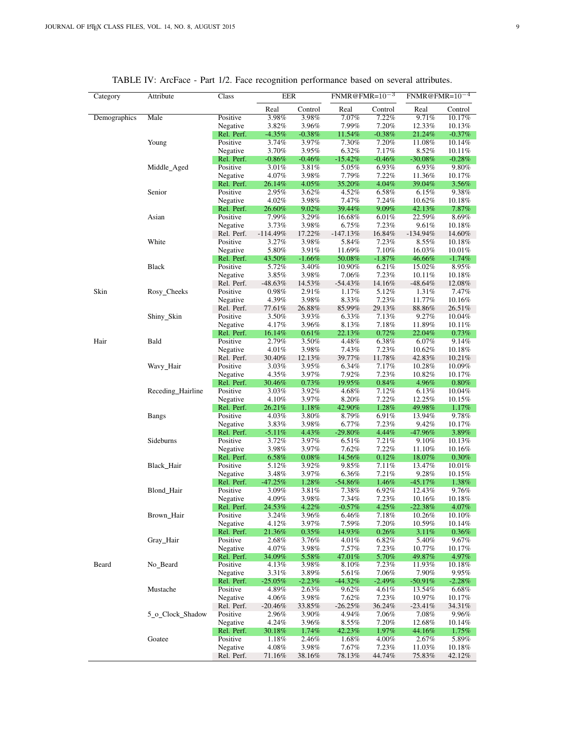TABLE IV: ArcFace - Part 1/2. Face recognition performance based on several attributes.

| Category | Attribute | Class | EER | | FNMR@FMR=$10^{-3}$ | | FNMR@FMR=$10^{-4}$ | |
|---|---|---|---|---|---|---|---|---|
| | | | Real | Control | Real | Control | Real | Control |
| Demographics | Male | Positive | 3.98% | 3.98% | 7.07% | 7.22% | 9.71% | 10.17% |
| | | Negative | 3.82% | 3.96% | 7.99% | 7.20% | 12.33% | 10.13% |
| | | Rel. Perf. | -4.35% | -0.38% | 11.54% | -0.38% | 21.24% | -0.37% |
| | Young | Positive | 3.74% | 3.97% | 7.30% | 7.20% | 11.08% | 10.14% |
| | | Negative | 3.70% | 3.95% | 6.32% | 7.17% | 8.52% | 10.11% |
| | | Rel. Perf. | -0.86% | -0.46% | -15.42% | -0.46% | -30.08% | -0.28% |
| | Middle_Aged | Positive | 3.01% | 3.81% | 5.05% | 6.93% | 6.93% | 9.80% |
| | | Negative | 4.07% | 3.98% | 7.79% | 7.22% | 11.36% | 10.17% |
| | | Rel. Perf. | 26.14% | 4.05% | 35.20% | 4.04% | 39.04% | 3.56% |
| | Senior | Positive | 2.95% | 3.62% | 4.52% | 6.58% | 6.15% | 9.38% |
| | | Negative | 4.02% | 3.98% | 7.47% | 7.24% | 10.62% | 10.18% |
| | | Rel. Perf. | 26.60% | 9.02% | 39.44% | 9.09% | 42.13% | 7.87% |
| | Asian | Positive | 7.99% | 3.29% | 16.68% | 6.01% | 22.59% | 8.69% |
| | | Negative | 3.73% | 3.98% | 6.75% | 7.23% | 9.61% | 10.18% |
| | | Rel. Perf. | -114.49% | 17.22% | -147.13% | 16.84% | -134.94% | 14.60% |
| | White | Positive | 3.27% | 3.98% | 5.84% | 7.23% | 8.55% | 10.18% |
| | | Negative | 5.80% | 3.91% | 11.69% | 7.10% | 16.03% | 10.01% |
| | | Rel. Perf. | 43.50% | -1.66% | 50.08% | -1.87% | 46.66% | -1.74% |
| | Black | Positive | 5.72% | 3.40% | 10.90% | 6.21% | 15.02% | 8.95% |
| | | Negative | 3.85% | 3.98% | 7.06% | 7.23% | 10.11% | 10.18% |
| | | Rel. Perf. | -48.63% | 14.53% | -54.43% | 14.16% | -48.64% | 12.08% |
| Skin | Rosy_Cheeks | Positive | 0.98% | 2.91% | 1.17% | 5.12% | 1.31% | 7.47% |
| | | Negative | 4.39% | 3.98% | 8.33% | 7.23% | 11.77% | 10.16% |
| | | Rel. Perf. | 77.61% | 26.88% | 85.99% | 29.13% | 88.86% | 26.51% |
| | Shiny_Skin | Positive | 3.50% | 3.93% | 6.33% | 7.13% | 9.27% | 10.04% |
| | | Negative | 4.17% | 3.96% | 8.13% | 7.18% | 11.89% | 10.11% |
| | | Rel. Perf. | 16.14% | 0.61% | 22.13% | 0.72% | 22.04% | 0.73% |
| Hair | Bald | Positive | 2.79% | 3.50% | 4.48% | 6.38% | 6.07% | 9.14% |
| | | Negative | 4.01% | 3.98% | 7.43% | 7.23% | 10.62% | 10.18% |
| | | Rel. Perf. | 30.40% | 12.13% | 39.77% | 11.78% | 42.83% | 10.21% |
| | Wavy_Hair | Positive | 3.03% | 3.95% | 6.34% | 7.17% | 10.28% | 10.09% |
| | | Negative | 4.35% | 3.97% | 7.92% | 7.23% | 10.82% | 10.17% |
| | | Rel. Perf. | 30.46% | 0.73% | 19.95% | 0.84% | 4.96% | 0.80% |
| | Receding_Hairline | Positive | 3.03% | 3.92% | 4.68% | 7.12% | 6.13% | 10.04% |
| | | Negative | 4.10% | 3.97% | 8.20% | 7.22% | 12.25% | 10.15% |
| | | Rel. Perf. | 26.21% | 1.18% | 42.90% | 1.28% | 49.98% | 1.17% |
| | Bangs | Positive | 4.03% | 3.80% | 8.79% | 6.91% | 13.94% | 9.78% |
| | | Negative | 3.83% | 3.98% | 6.77% | 7.23% | 9.42% | 10.17% |
| | | Rel. Perf. | -5.11% | 4.43% | -29.80% | 4.44% | -47.96% | 3.89% |
| | Sideburns | Positive | 3.72% | 3.97% | 6.51% | 7.21% | 9.10% | 10.13% |
| | | Negative | 3.98% | 3.97% | 7.62% | 7.22% | 11.10% | 10.16% |
| | | Rel. Perf. | 6.58% | 0.08% | 14.56% | 0.12% | 18.07% | 0.30% |
| | Black_Hair | Positive | 5.12% | 3.92% | 9.85% | 7.11% | 13.47% | 10.01% |
| | | Negative | 3.48% | 3.97% | 6.36% | 7.21% | 9.28% | 10.15% |
| | | Rel. Perf. | -47.25% | 1.28% | -54.86% | 1.46% | -45.17% | 1.38% |
| | Blond_Hair | Positive | 3.09% | 3.81% | 7.38% | 6.92% | 12.43% | 9.76% |
| | | Negative | 4.09% | 3.98% | 7.34% | 7.23% | 10.16% | 10.18% |
| | | Rel. Perf. | 24.53% | 4.22% | -0.57% | 4.25% | -22.38% | 4.07% |
| | Brown_Hair | Positive | 3.24% | 3.96% | 6.46% | 7.18% | 10.26% | 10.10% |
| | | Negative | 4.12% | 3.97% | 7.59% | 7.20% | 10.59% | 10.14% |
| | | Rel. Perf. | 21.36% | 0.35% | 14.93% | 0.26% | 3.11% | 0.36% |
| | Gray_Hair | Positive | 2.68% | 3.76% | 4.01% | 6.82% | 5.40% | 9.67% |
| | | Negative | 4.07% | 3.98% | 7.57% | 7.23% | 10.77% | 10.17% |
| | | Rel. Perf. | 34.09% | 5.58% | 47.01% | 5.70% | 49.87% | 4.97% |
| Beard | No_Beard | Positive | 4.13% | 3.98% | 8.10% | 7.23% | 11.93% | 10.18% |
| | | Negative | 3.31% | 3.89% | 5.61% | 7.06% | 7.90% | 9.95% |
| | | Rel. Perf. | -25.05% | -2.23% | -44.32% | -2.49% | -50.91% | -2.28% |
| | Mustache | Positive | 4.89% | 2.63% | 9.62% | 4.61% | 13.54% | 6.68% |
| | | Negative | 4.06% | 3.98% | 7.62% | 7.23% | 10.97% | 10.17% |
| | | Rel. Perf. | -20.46% | 33.85% | -26.25% | 36.24% | -23.41% | 34.31% |
| | 5_o_Clock_Shadow | Positive | 2.96% | 3.90% | 4.94% | 7.06% | 7.08% | 9.96% |
| | | Negative | 4.24% | 3.96% | 8.55% | 7.20% | 12.68% | 10.14% |
| | | Rel. Perf. | 30.18% | 1.74% | 42.23% | 1.97% | 44.16% | 1.75% |
| | Goatee | Positive | 1.18% | 2.46% | 1.68% | 4.00% | 2.67% | 5.89% |
| | | Negative | 4.08% | 3.98% | 7.67% | 7.23% | 11.03% | 10.18% |
| | | Rel. Perf. | 71.16% | 38.16% | 78.13% | 44.74% | 75.83% | 42.12% |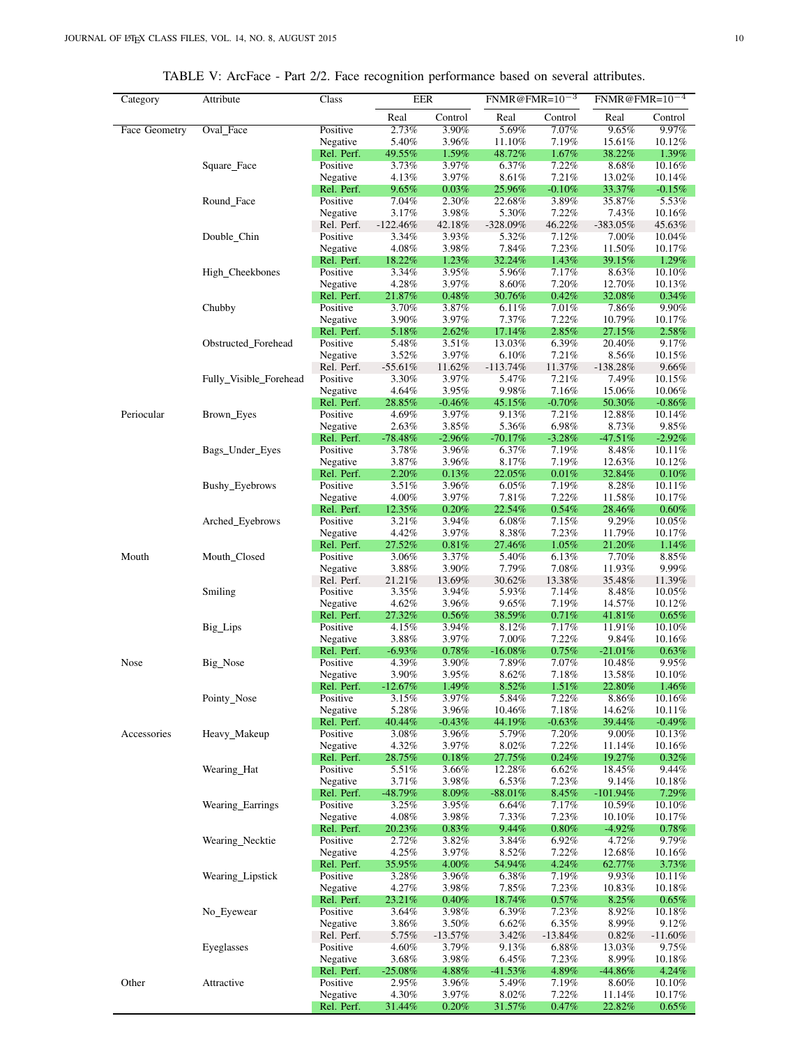TABLE V: ArcFace - Part 2/2. Face recognition performance based on several attributes.

| Category | Attribute | Class | EER | | FNMR@FMR=$10^{-3}$ | | FNMR@FMR=$10^{-4}$ | |
|---|---|---|---|---|---|---|---|---|
| | | | Real | Control | Real | Control | Real | Control |
| Face Geometry | Oval_Face | Positive | 2.73% | 3.90% | 5.69% | 7.07% | 9.65% | 9.97% |
| | | Negative | 5.40% | 3.96% | 11.10% | 7.19% | 15.61% | 10.12% |
| | | Rel. Perf. | 49.55% | 1.59% | 48.72% | 1.67% | 38.22% | 1.39% |
| | Square_Face | Positive | 3.73% | 3.97% | 6.37% | 7.22% | 8.68% | 10.16% |
| | | Negative | 4.13% | 3.97% | 8.61% | 7.21% | 13.02% | 10.14% |
| | | Rel. Perf. | 9.65% | 0.03% | 25.96% | -0.10% | 33.37% | -0.15% |
| | Round_Face | Positive | 7.04% | 2.30% | 22.68% | 3.89% | 35.87% | 5.53% |
| | | Negative | 3.17% | 3.98% | 5.30% | 7.22% | 7.43% | 10.16% |
| | | Rel. Perf. | -122.46% | 42.18% | -328.09% | 46.22% | -383.05% | 45.63% |
| | Double_Chin | Positive | 3.34% | 3.93% | 5.32% | 7.12% | 7.00% | 10.04% |
| | | Negative | 4.08% | 3.98% | 7.84% | 7.23% | 11.50% | 10.17% |
| | | Rel. Perf. | 18.22% | 1.23% | 32.24% | 1.43% | 39.15% | 1.29% |
| | High_Cheekbones | Positive | 3.34% | 3.95% | 5.96% | 7.17% | 8.63% | 10.10% |
| | | Negative | 4.28% | 3.97% | 8.60% | 7.20% | 12.70% | 10.13% |
| | | Rel. Perf. | 21.87% | 0.48% | 30.76% | 0.42% | 32.08% | 0.34% |
| | Chubby | Positive | 3.70% | 3.87% | 6.11% | 7.01% | 7.86% | 9.90% |
| | | Negative | 3.90% | 3.97% | 7.37% | 7.22% | 10.79% | 10.17% |
| | | Rel. Perf. | 5.18% | 2.62% | 17.14% | 2.85% | 27.15% | 2.58% |
| | Obstructed_Forehead | Positive | 5.48% | 3.51% | 13.03% | 6.39% | 20.40% | 9.17% |
| | | Negative | 3.52% | 3.97% | 6.10% | 7.21% | 8.56% | 10.15% |
| | | Rel. Perf. | -55.61% | 11.62% | -113.74% | 11.37% | -138.28% | 9.66% |
| | Fully_Visible_Forehead | Positive | 3.30% | 3.97% | 5.47% | 7.21% | 7.49% | 10.15% |
| | | Negative | 4.64% | 3.95% | 9.98% | 7.16% | 15.06% | 10.06% |
| | | Rel. Perf. | 28.85% | -0.46% | 45.15% | -0.70% | 50.30% | -0.86% |
| Periocular | Brown_Eyes | Positive | 4.69% | 3.97% | 9.13% | 7.21% | 12.88% | 10.14% |
| | | Negative | 2.63% | 3.85% | 5.36% | 6.98% | 8.73% | 9.85% |
| | | Rel. Perf. | -78.48% | -2.96% | -70.17% | -3.28% | -47.51% | -2.92% |
| | Bags_Under_Eyes | Positive | 3.78% | 3.96% | 6.37% | 7.19% | 8.48% | 10.11% |
| | | Negative | 3.87% | 3.96% | 8.17% | 7.19% | 12.63% | 10.12% |
| | | Rel. Perf. | 2.20% | 0.13% | 22.05% | 0.01% | 32.84% | 0.10% |
| | Bushy_Eyebrows | Positive | 3.51% | 3.96% | 6.05% | 7.19% | 8.28% | 10.11% |
| | | Negative | 4.00% | 3.97% | 7.81% | 7.22% | 11.58% | 10.17% |
| | | Rel. Perf. | 12.35% | 0.20% | 22.54% | 0.54% | 28.46% | 0.60% |
| | Arched_Eyebrows | Positive | 3.21% | 3.94% | 6.08% | 7.15% | 9.29% | 10.05% |
| | | Negative | 4.42% | 3.97% | 8.38% | 7.23% | 11.79% | 10.17% |
| | | Rel. Perf. | 27.52% | 0.81% | 27.46% | 1.05% | 21.20% | 1.14% |
| Mouth | Mouth_Closed | Positive | 3.06% | 3.37% | 5.40% | 6.13% | 7.70% | 8.85% |
| | | Negative | 3.88% | 3.90% | 7.79% | 7.08% | 11.93% | 9.99% |
| | | Rel. Perf. | 21.21% | 13.69% | 30.62% | 13.38% | 35.48% | 11.39% |
| | Smiling | Positive | 3.35% | 3.94% | 5.93% | 7.14% | 8.48% | 10.05% |
| | | Negative | 4.62% | 3.96% | 9.65% | 7.19% | 14.57% | 10.12% |
| | | Rel. Perf. | 27.32% | 0.56% | 38.59% | 0.71% | 41.81% | 0.65% |
| | Big_Lips | Positive | 4.15% | 3.94% | 8.12% | 7.17% | 11.91% | 10.10% |
| | | Negative | 3.88% | 3.97% | 7.00% | 7.22% | 9.84% | 10.16% |
| | | Rel. Perf. | -6.93% | 0.78% | -16.08% | 0.75% | -21.01% | 0.63% |
| Nose | Big_Nose | Positive | 4.39% | 3.90% | 7.89% | 7.07% | 10.48% | 9.95% |
| | | Negative | 3.90% | 3.95% | 8.62% | 7.18% | 13.58% | 10.10% |
| | | Rel. Perf. | -12.67% | 1.49% | 8.52% | 1.51% | 22.80% | 1.46% |
| | Pointy_Nose | Positive | 3.15% | 3.97% | 5.84% | 7.22% | 8.86% | 10.16% |
| | | Negative | 5.28% | 3.96% | 10.46% | 7.18% | 14.62% | 10.11% |
| | | Rel. Perf. | 40.44% | -0.43% | 44.19% | -0.63% | 39.44% | -0.49% |
| Accessories | Heavy_Makeup | Positive | 3.08% | 3.96% | 5.79% | 7.20% | 9.00% | 10.13% |
| | | Negative | 4.32% | 3.97% | 8.02% | 7.22% | 11.14% | 10.16% |
| | | Rel. Perf. | 28.75% | 0.18% | 27.75% | 0.24% | 19.27% | 0.32% |
| | Wearing_Hat | Positive | 5.51% | 3.66% | 12.28% | 6.62% | 18.45% | 9.44% |
| | | Negative | 3.71% | 3.98% | 6.53% | 7.23% | 9.14% | 10.18% |
| | | Rel. Perf. | -48.79% | 8.09% | -88.01% | 8.45% | -101.94% | 7.29% |
| | Wearing_Earrings | Positive | 3.25% | 3.95% | 6.64% | 7.17% | 10.59% | 10.10% |
| | | Negative | 4.08% | 3.98% | 7.33% | 7.23% | 10.10% | 10.17% |
| | | Rel. Perf. | 20.23% | 0.83% | 9.44% | 0.80% | -4.92% | 0.78% |
| | Wearing_Necktie | Positive | 2.72% | 3.82% | 3.84% | 6.92% | 4.72% | 9.79% |
| | | Negative | 4.25% | 3.97% | 8.52% | 7.22% | 12.68% | 10.16% |
| | | Rel. Perf. | 35.95% | 4.00% | 54.94% | 4.24% | 62.77% | 3.73% |
| | Wearing_Lipstick | Positive | 3.28% | 3.96% | 6.38% | 7.19% | 9.93% | 10.11% |
| | | Negative | 4.27% | 3.98% | 7.85% | 7.23% | 10.83% | 10.18% |
| | | Rel. Perf. | 23.21% | 0.40% | 18.74% | 0.57% | 8.25% | 0.65% |
| | No_Eyewear | Positive | 3.64% | 3.98% | 6.39% | 7.23% | 8.92% | 10.18% |
| | | Negative | 3.86% | 3.50% | 6.62% | 6.35% | 8.99% | 9.12% |
| | | Rel. Perf. | 5.75% | -13.57% | 3.42% | -13.84% | 0.82% | -11.60% |
| | Eyeglasses | Positive | 4.60% | 3.79% | 9.13% | 6.88% | 13.03% | 9.75% |
| | | Negative | 3.68% | 3.98% | 6.45% | 7.23% | 8.99% | 10.18% |
| | | Rel. Perf. | -25.08% | 4.88% | -41.53% | 4.89% | -44.86% | 4.24% |
| Other | Attractive | Positive | 2.95% | 3.96% | 5.49% | 7.19% | 8.60% | 10.10% |
| | | Negative | 4.30% | 3.97% | 8.02% | 7.22% | 11.14% | 10.17% |
| | | Rel. Perf. | 31.44% | 0.20% | 31.57% | 0.47% | 22.82% | 0.65% |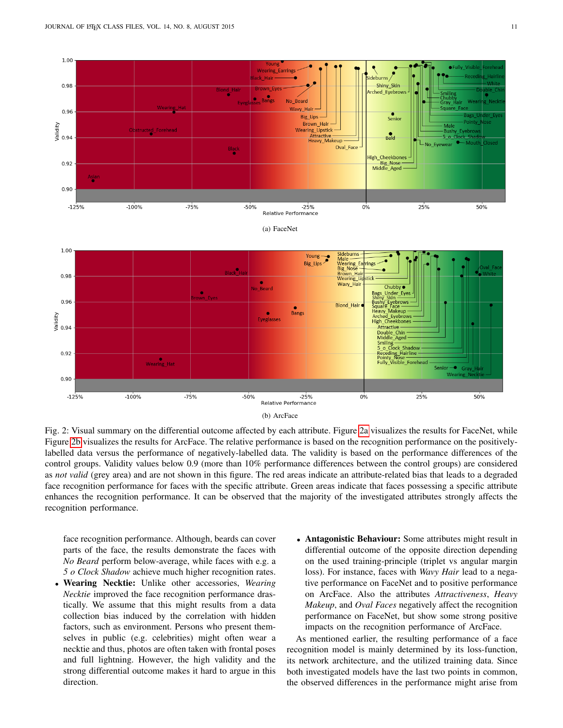(a) FaceNet

(b) ArcFace

Fig. 2: Visual summary on the differential outcome affected by each attribute. Figure 2a visualizes the results for FaceNet, while Figure 2b visualizes the results for ArcFace. The relative performance is based on the recognition performance on the positively-labelled data versus the performance of negatively-labelled data. The validity is based on the performance differences of the control groups. Validity values below 0.9 (more than 10% performance differences between the control groups) are considered as *not valid* (grey area) and are not shown in this figure. The red areas indicate an attribute-related bias that leads to a degraded face recognition performance for faces with the specific attribute. Green areas indicate that faces possessing a specific attribute enhances the recognition performance. It can be observed that the majority of the investigated attributes strongly affects the recognition performance.

face recognition performance. Although, beards can cover parts of the face, the results demonstrate the faces with *No Beard* perform below-average, while faces with e.g. a *5 o Clock Shadow* achieve much higher recognition rates.

- **Wearing Necktie:** Unlike other accessories, *Wearing Necktie* improved the face recognition performance drastically. We assume that this might results from a data collection bias induced by the correlation with hidden factors, such as environment. Persons who present themselves in public (e.g. celebrities) might often wear a necktie and thus, photos are often taken with frontal poses and full lightning. However, the high validity and the strong differential outcome makes it hard to argue in this direction.
- **Antagonistic Behaviour:** Some attributes might result in differential outcome of the opposite direction depending on the used training-principle (triplet vs angular margin loss). For instance, faces with *Wavy Hair* lead to a negative performance on FaceNet and to positive performance on ArcFace. Also the attributes *Attractiveness*, *Heavy Makeup*, and *Oval Faces* negatively affect the recognition performance on FaceNet, but show some strong positive impacts on the recognition performance of ArcFace.

As mentioned earlier, the resulting performance of a face recognition model is mainly determined by its loss-function, its network architecture, and the utilized training data. Since both investigated models have the last two points in common, the observed differences in the performance might arise from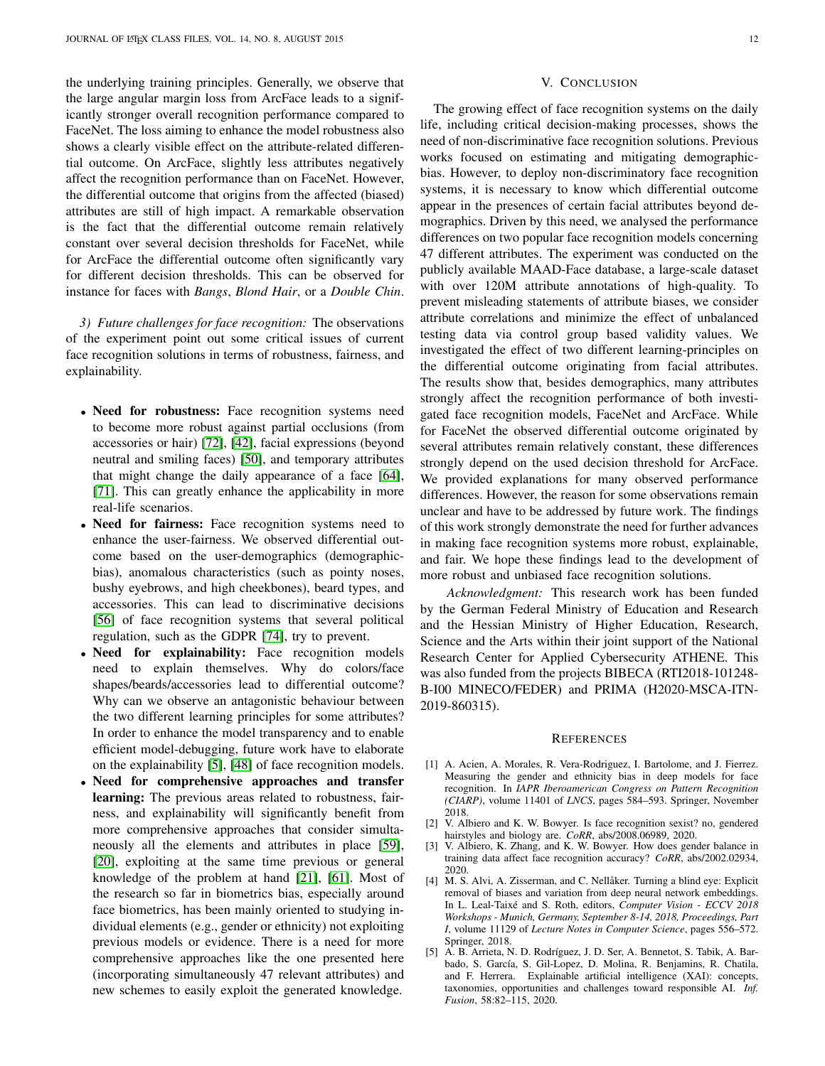the underlying training principles. Generally, we observe that the large angular margin loss from ArcFace leads to a significantly stronger overall recognition performance compared to FaceNet. The loss aiming to enhance the model robustness also shows a clearly visible effect on the attribute-related differential outcome. On ArcFace, slightly less attributes negatively affect the recognition performance than on FaceNet. However, the differential outcome that origins from the affected (biased) attributes are still of high impact. A remarkable observation is the fact that the differential outcome remain relatively constant over several decision thresholds for FaceNet, while for ArcFace the differential outcome often significantly vary for different decision thresholds. This can be observed for instance for faces with *Bangs*, *Blond Hair*, or a *Double Chin*.

*3) Future challenges for face recognition:* The observations of the experiment point out some critical issues of current face recognition solutions in terms of robustness, fairness, and explainability.

- **Need for robustness:** Face recognition systems need to become more robust against partial occlusions (from accessories or hair) [72], [42], facial expressions (beyond neutral and smiling faces) [50], and temporary attributes that might change the daily appearance of a face [64], [71]. This can greatly enhance the applicability in more real-life scenarios.
- **Need for fairness:** Face recognition systems need to enhance the user-fairness. We observed differential outcome based on the user-demographics (demographic-bias), anomalous characteristics (such as pointy noses, bushy eyebrows, and high cheekbones), beard types, and accessories. This can lead to discriminative decisions [56] of face recognition systems that several political regulation, such as the GDPR [74], try to prevent.
- **Need for explainability:** Face recognition models need to explain themselves. Why do colors/face shapes/beards/accessories lead to differential outcome? Why can we observe an antagonistic behaviour between the two different learning principles for some attributes? In order to enhance the model transparency and to enable efficient model-debugging, future work have to elaborate on the explainability [5], [48] of face recognition models.
- **Need for comprehensive approaches and transfer learning:** The previous areas related to robustness, fairness, and explainability will significantly benefit from more comprehensive approaches that consider simultaneously all the elements and attributes in place [59], [20], exploiting at the same time previous or general knowledge of the problem at hand [21], [61]. Most of the research so far in biometrics bias, especially around face biometrics, has been mainly oriented to studying individual elements (e.g., gender or ethnicity) not exploiting previous models or evidence. There is a need for more comprehensive approaches like the one presented here (incorporating simultaneously 47 relevant attributes) and new schemes to easily exploit the generated knowledge.

## V. Conclusion

The growing effect of face recognition systems on the daily life, including critical decision-making processes, shows the need of non-discriminative face recognition solutions. Previous works focused on estimating and mitigating demographic-bias. However, to deploy non-discriminatory face recognition systems, it is necessary to know which differential outcome appear in the presences of certain facial attributes beyond demographics. Driven by this need, we analysed the performance differences on two popular face recognition models concerning 47 different attributes. The experiment was conducted on the publicly available MAAD-Face database, a large-scale dataset with over 120M attribute annotations of high-quality. To prevent misleading statements of attribute biases, we consider attribute correlations and minimize the effect of unbalanced testing data via control group based validity values. We investigated the effect of two different learning-principles on the differential outcome originating from facial attributes. The results show that, besides demographics, many attributes strongly affect the recognition performance of both investigated face recognition models, FaceNet and ArcFace. While for FaceNet the observed differential outcome originated by several attributes remain relatively constant, these differences strongly depend on the used decision threshold for ArcFace. We provided explanations for many observed performance differences. However, the reason for some observations remain unclear and have to be addressed by future work. The findings of this work strongly demonstrate the need for further advances in making face recognition systems more robust, explainable, and fair. We hope these findings lead to the development of more robust and unbiased face recognition solutions.

*Acknowledgment:* This research work has been funded by the German Federal Ministry of Education and Research and the Hessian Ministry of Higher Education, Research, Science and the Arts within their joint support of the National Research Center for Applied Cybersecurity ATHENE. This was also funded from the projects BIBECA (RTI2018-101248-B-I00 MINECO/FEDER) and PRIMA (H2020-MSCA-ITN-2019-860315).

## References

[1] A. Acien, A. Morales, R. Vera-Rodriguez, I. Bartolome, and J. Fierrez. Measuring the gender and ethnicity bias in deep models for face recognition. In *IAPR Iberoamerican Congress on Pattern Recognition (CIARP)*, volume 11401 of *LNCS*, pages 584–593. Springer, November 2018.

[2] V. Albiero and K. W. Bowyer. Is face recognition sexist? no, gendered hairstyles and biology are. *CoRR*, abs/2008.06989, 2020.

[3] V. Albiero, K. Zhang, and K. W. Bowyer. How does gender balance in training data affect face recognition accuracy? *CoRR*, abs/2002.02934, 2020.

[4] M. S. Alvi, A. Zisserman, and C. Nellåker. Turning a blind eye: Explicit removal of biases and variation from deep neural network embeddings. In L. Leal-Taixé and S. Roth, editors, *Computer Vision - ECCV 2018 Workshops - Munich, Germany, September 8-14, 2018, Proceedings, Part I*, volume 11129 of *Lecture Notes in Computer Science*, pages 556–572. Springer, 2018.

[5] A. B. Arrieta, N. D. Rodríguez, J. D. Ser, A. Bennetot, S. Tabik, A. Barbado, S. García, S. Gil-Lopez, D. Molina, R. Benjamins, R. Chatila, and F. Herrera. Explainable artificial intelligence (XAI): concepts, taxonomies, opportunities and challenges toward responsible AI. *Inf. Fusion*, 58:82–115, 2020.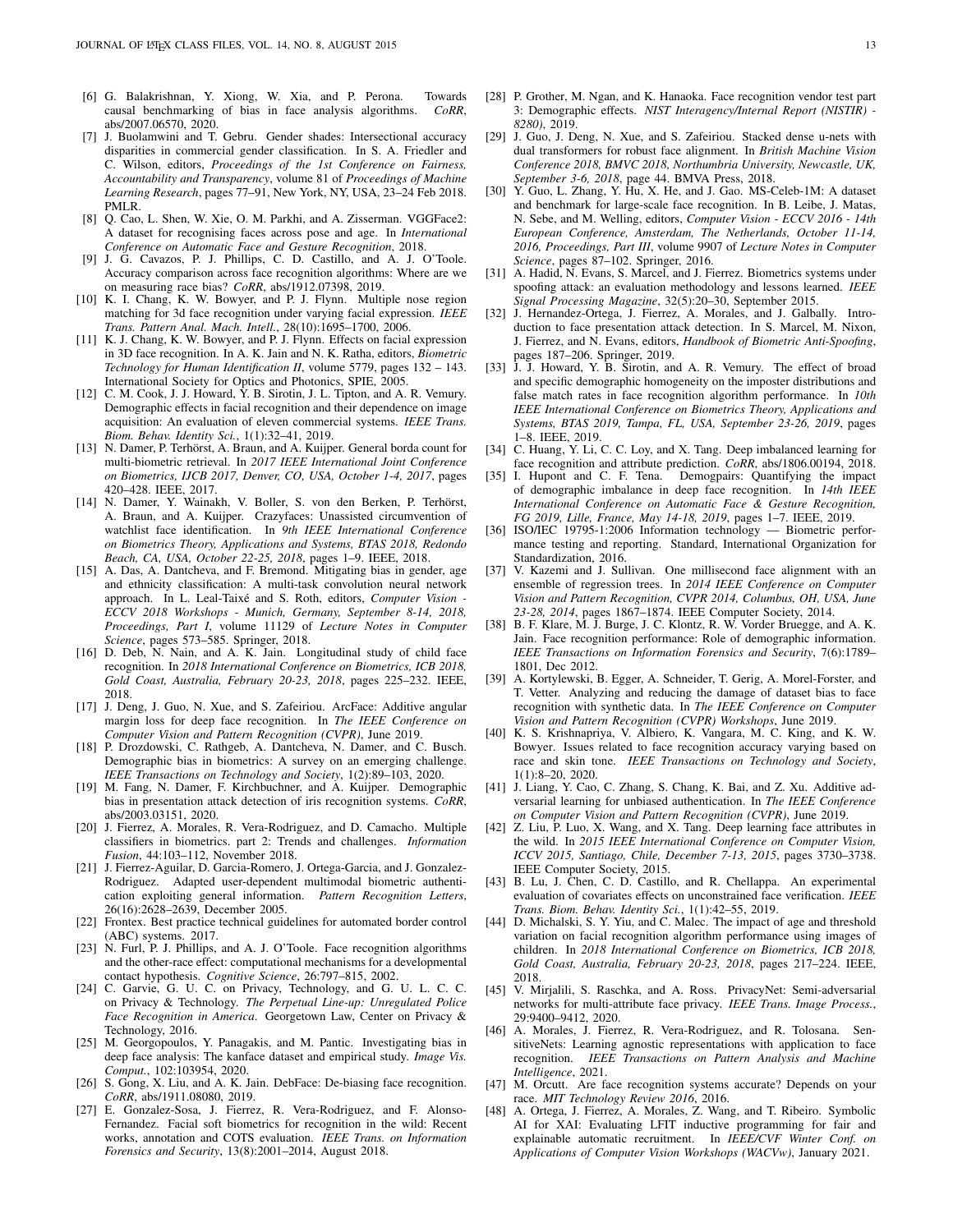[6] G. Balakrishnan, Y. Xiong, W. Xia, and P. Perona. Towards causal benchmarking of bias in face analysis algorithms. *CoRR*, abs/2007.06570, 2020.

[7] J. Buolamwini and T. Gebru. Gender shades: Intersectional accuracy disparities in commercial gender classification. In S. A. Friedler and C. Wilson, editors, *Proceedings of the 1st Conference on Fairness, Accountability and Transparency*, volume 81 of *Proceedings of Machine Learning Research*, pages 77–91, New York, NY, USA, 23–24 Feb 2018. PMLR.

[8] Q. Cao, L. Shen, W. Xie, O. M. Parkhi, and A. Zisserman. VGGFace2: A dataset for recognising faces across pose and age. In *International Conference on Automatic Face and Gesture Recognition*, 2018.

[9] J. G. Cavazos, P. J. Phillips, C. D. Castillo, and A. J. O'Toole. Accuracy comparison across face recognition algorithms: Where are we on measuring race bias? *CoRR*, abs/1912.07398, 2019.

[10] K. I. Chang, K. W. Bowyer, and P. J. Flynn. Multiple nose region matching for 3d face recognition under varying facial expression. *IEEE Trans. Pattern Anal. Mach. Intell.*, 28(10):1695–1700, 2006.

[11] K. J. Chang, K. W. Bowyer, and P. J. Flynn. Effects on facial expression in 3D face recognition. In A. K. Jain and N. K. Ratha, editors, *Biometric Technology for Human Identification II*, volume 5779, pages 132 – 143. International Society for Optics and Photonics, SPIE, 2005.

[12] C. M. Cook, J. J. Howard, Y. B. Sirotin, J. L. Tipton, and A. R. Vemury. Demographic effects in facial recognition and their dependence on image acquisition: An evaluation of eleven commercial systems. *IEEE Trans. Biom. Behav. Identity Sci.*, 1(1):32–41, 2019.

[13] N. Damer, P. Terhörst, A. Braun, and A. Kuijper. General borda count for multi-biometric retrieval. In *2017 IEEE International Joint Conference on Biometrics, IJCB 2017, Denver, CO, USA, October 1-4, 2017*, pages 420–428. IEEE, 2017.

[14] N. Damer, Y. Wainakh, V. Boller, S. von den Berken, P. Terhörst, A. Braun, and A. Kuijper. Crazyfaces: Unassisted circumvention of watchlist face identification. In *9th IEEE International Conference on Biometrics Theory, Applications and Systems, BTAS 2018, Redondo Beach, CA, USA, October 22-25, 2018*, pages 1–9. IEEE, 2018.

[15] A. Das, A. Dantcheva, and F. Bremond. Mitigating bias in gender, age and ethnicity classification: A multi-task convolution neural network approach. In L. Leal-Taixé and S. Roth, editors, *Computer Vision - ECCV 2018 Workshops - Munich, Germany, September 8-14, 2018, Proceedings, Part I*, volume 11129 of *Lecture Notes in Computer Science*, pages 573–585. Springer, 2018.

[16] D. Deb, N. Nain, and A. K. Jain. Longitudinal study of child face recognition. In *2018 International Conference on Biometrics, ICB 2018, Gold Coast, Australia, February 20-23, 2018*, pages 225–232. IEEE, 2018.

[17] J. Deng, J. Guo, N. Xue, and S. Zafeiriou. ArcFace: Additive angular margin loss for deep face recognition. In *The IEEE Conference on Computer Vision and Pattern Recognition (CVPR)*, June 2019.

[18] P. Drozdowski, C. Rathgeb, A. Dantcheva, N. Damer, and C. Busch. Demographic bias in biometrics: A survey on an emerging challenge. *IEEE Transactions on Technology and Society*, 1(2):89–103, 2020.

[19] M. Fang, N. Damer, F. Kirchbuchner, and A. Kuijper. Demographic bias in presentation attack detection of iris recognition systems. *CoRR*, abs/2003.03151, 2020.

[20] J. Fierrez, A. Morales, R. Vera-Rodriguez, and D. Camacho. Multiple classifiers in biometrics. part 2: Trends and challenges. *Information Fusion*, 44:103–112, November 2018.

[21] J. Fierrez-Aguilar, D. Garcia-Romero, J. Ortega-Garcia, and J. Gonzalez-Rodriguez. Adapted user-dependent multimodal biometric authentication exploiting general information. *Pattern Recognition Letters*, 26(16):2628–2639, December 2005.

[22] Frontex. Best practice technical guidelines for automated border control (ABC) systems. 2017.

[23] N. Furl, P. J. Phillips, and A. J. O'Toole. Face recognition algorithms and the other-race effect: computational mechanisms for a developmental contact hypothesis. *Cognitive Science*, 26:797–815, 2002.

[24] C. Garvie, G. U. C. on Privacy, Technology, and G. U. L. C. C. on Privacy & Technology. *The Perpetual Line-up: Unregulated Police Face Recognition in America*. Georgetown Law, Center on Privacy & Technology, 2016.

[25] M. Georgopoulos, Y. Panagakis, and M. Pantic. Investigating bias in deep face analysis: The kanface dataset and empirical study. *Image Vis. Comput.*, 102:103954, 2020.

[26] S. Gong, X. Liu, and A. K. Jain. DebFace: De-biasing face recognition. *CoRR*, abs/1911.08080, 2019.

[27] E. Gonzalez-Sosa, J. Fierrez, R. Vera-Rodriguez, and F. Alonso-Fernandez. Facial soft biometrics for recognition in the wild: Recent works, annotation and COTS evaluation. *IEEE Trans. on Information Forensics and Security*, 13(8):2001–2014, August 2018.

[28] P. Grother, M. Ngan, and K. Hanaoka. Face recognition vendor test part 3: Demographic effects. *NIST Interagency/Internal Report (NISTIR) - 8280)*, 2019.

[29] J. Guo, J. Deng, N. Xue, and S. Zafeiriou. Stacked dense u-nets with dual transformers for robust face alignment. In *British Machine Vision Conference 2018, BMVC 2018, Northumbria University, Newcastle, UK, September 3-6, 2018*, page 44. BMVA Press, 2018.

[30] Y. Guo, L. Zhang, Y. Hu, X. He, and J. Gao. MS-Celeb-1M: A dataset and benchmark for large-scale face recognition. In B. Leibe, J. Matas, N. Sebe, and M. Welling, editors, *Computer Vision - ECCV 2016 - 14th European Conference, Amsterdam, The Netherlands, October 11-14, 2016, Proceedings, Part III*, volume 9907 of *Lecture Notes in Computer Science*, pages 87–102. Springer, 2016.

[31] A. Hadid, N. Evans, S. Marcel, and J. Fierrez. Biometrics systems under spoofing attack: an evaluation methodology and lessons learned. *IEEE Signal Processing Magazine*, 32(5):20–30, September 2015.

[32] J. Hernandez-Ortega, J. Fierrez, A. Morales, and J. Galbally. Introduction to face presentation attack detection. In S. Marcel, M. Nixon, J. Fierrez, and N. Evans, editors, *Handbook of Biometric Anti-Spoofing*, pages 187–206. Springer, 2019.

[33] J. J. Howard, Y. B. Sirotin, and A. R. Vemury. The effect of broad and specific demographic homogeneity on the imposter distributions and false match rates in face recognition algorithm performance. In *10th IEEE International Conference on Biometrics Theory, Applications and Systems, BTAS 2019, Tampa, FL, USA, September 23-26, 2019*, pages 1–8. IEEE, 2019.

[34] C. Huang, Y. Li, C. C. Loy, and X. Tang. Deep imbalanced learning for face recognition and attribute prediction. *CoRR*, abs/1806.00194, 2018.

[35] I. Hupont and C. F. Tena. Demogpairs: Quantifying the impact of demographic imbalance in deep face recognition. In *14th IEEE International Conference on Automatic Face & Gesture Recognition, FG 2019, Lille, France, May 14-18, 2019*, pages 1–7. IEEE, 2019.

[36] ISO/IEC 19795-1:2006 Information technology — Biometric performance testing and reporting. Standard, International Organization for Standardization, 2016.

[37] V. Kazemi and J. Sullivan. One millisecond face alignment with an ensemble of regression trees. In *2014 IEEE Conference on Computer Vision and Pattern Recognition, CVPR 2014, Columbus, OH, USA, June 23-28, 2014*, pages 1867–1874. IEEE Computer Society, 2014.

[38] B. F. Klare, M. J. Burge, J. C. Klontz, R. W. Vorder Bruegge, and A. K. Jain. Face recognition performance: Role of demographic information. *IEEE Transactions on Information Forensics and Security*, 7(6):1789–1801, Dec 2012.

[39] A. Kortylewski, B. Egger, A. Schneider, T. Gerig, A. Morel-Forster, and T. Vetter. Analyzing and reducing the damage of dataset bias to face recognition with synthetic data. In *The IEEE Conference on Computer Vision and Pattern Recognition (CVPR) Workshops*, June 2019.

[40] K. S. Krishnapriya, V. Albiero, K. Vangara, M. C. King, and K. W. Bowyer. Issues related to face recognition accuracy varying based on race and skin tone. *IEEE Transactions on Technology and Society*, 1(1):8–20, 2020.

[41] J. Liang, Y. Cao, C. Zhang, S. Chang, K. Bai, and Z. Xu. Additive adversarial learning for unbiased authentication. In *The IEEE Conference on Computer Vision and Pattern Recognition (CVPR)*, June 2019.

[42] Z. Liu, P. Luo, X. Wang, and X. Tang. Deep learning face attributes in the wild. In *2015 IEEE International Conference on Computer Vision, ICCV 2015, Santiago, Chile, December 7-13, 2015*, pages 3730–3738. IEEE Computer Society, 2015.

[43] B. Lu, J. Chen, C. D. Castillo, and R. Chellappa. An experimental evaluation of covariates effects on unconstrained face verification. *IEEE Trans. Biom. Behav. Identity Sci.*, 1(1):42–55, 2019.

[44] D. Michalski, S. Y. Yiu, and C. Malec. The impact of age and threshold variation on facial recognition algorithm performance using images of children. In *2018 International Conference on Biometrics, ICB 2018, Gold Coast, Australia, February 20-23, 2018*, pages 217–224. IEEE, 2018.

[45] V. Mirjalili, S. Raschka, and A. Ross. PrivacyNet: Semi-adversarial networks for multi-attribute face privacy. *IEEE Trans. Image Process.*, 29:9400–9412, 2020.

[46] A. Morales, J. Fierrez, R. Vera-Rodriguez, and R. Tolosana. SensitiveNets: Learning agnostic representations with application to face recognition. *IEEE Transactions on Pattern Analysis and Machine Intelligence*, 2021.

[47] M. Orcutt. Are face recognition systems accurate? Depends on your race. *MIT Technology Review 2016*, 2016.

[48] A. Ortega, J. Fierrez, A. Morales, Z. Wang, and T. Ribeiro. Symbolic AI for XAI: Evaluating LFIT inductive programming for fair and explainable automatic recruitment. In *IEEE/CVF Winter Conf. on Applications of Computer Vision Workshops (WACVw)*, January 2021.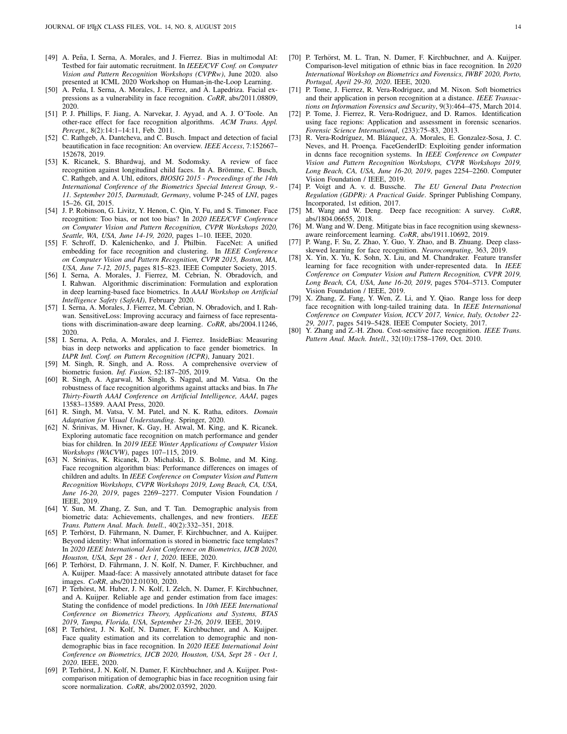[49] A. Peña, I. Serna, A. Morales, and J. Fierrez. Bias in multimodal AI: Testbed for fair automatic recruitment. In *IEEE/CVF Conf. on Computer Vision and Pattern Recognition Workshops (CVPRw)*, June 2020. also presented at ICML 2020 Workshop on Human-in-the-Loop Learning.

[50] A. Peña, I. Serna, A. Morales, J. Fierrez, and A. Lapedriza. Facial expressions as a vulnerability in face recognition. *CoRR*, abs/2011.08809, 2020.

[51] P. J. Phillips, F. Jiang, A. Narvekar, J. Ayyad, and A. J. O'Toole. An other-race effect for face recognition algorithms. *ACM Trans. Appl. Percept.*, 8(2):14:1–14:11, Feb. 2011.

[52] C. Rathgeb, A. Dantcheva, and C. Busch. Impact and detection of facial beautification in face recognition: An overview. *IEEE Access*, 7:152667–152678, 2019.

[53] K. Ricanek, S. Bhardwaj, and M. Sodomsky. A review of face recognition against longitudinal child faces. In A. Brömme, C. Busch, C. Rathgeb, and A. Uhl, editors, *BIOSIG 2015 - Proceedings of the 14th International Conference of the Biometrics Special Interest Group, 9.-11. September 2015, Darmstadt, Germany*, volume P-245 of *LNI*, pages 15–26. GI, 2015.

[54] J. P. Robinson, G. Livitz, Y. Henon, C. Qin, Y. Fu, and S. Timoner. Face recognition: Too bias, or not too bias? In *2020 IEEE/CVF Conference on Computer Vision and Pattern Recognition, CVPR Workshops 2020, Seattle, WA, USA, June 14-19, 2020*, pages 1–10. IEEE, 2020.

[55] F. Schroff, D. Kalenichenko, and J. Philbin. FaceNet: A unified embedding for face recognition and clustering. In *IEEE Conference on Computer Vision and Pattern Recognition, CVPR 2015, Boston, MA, USA, June 7-12, 2015*, pages 815–823. IEEE Computer Society, 2015.

[56] I. Serna, A. Morales, J. Fierrez, M. Cebrian, N. Obradovich, and I. Rahwan. Algorithmic discrimination: Formulation and exploration in deep learning-based face biometrics. In *AAAI Workshop on Artificial Intelligence Safety (SafeAI)*, February 2020.

[57] I. Serna, A. Morales, J. Fierrez, M. Cebrian, N. Obradovich, and I. Rahwan. SensitiveLoss: Improving accuracy and fairness of face representations with discrimination-aware deep learning. *CoRR*, abs/2004.11246, 2020.

[58] I. Serna, A. Peña, A. Morales, and J. Fierrez. InsideBias: Measuring bias in deep networks and application to face gender biometrics. In *IAPR Intl. Conf. on Pattern Recognition (ICPR)*, January 2021.

[59] M. Singh, R. Singh, and A. Ross. A comprehensive overview of biometric fusion. *Inf. Fusion*, 52:187–205, 2019.

[60] R. Singh, A. Agarwal, M. Singh, S. Nagpal, and M. Vatsa. On the robustness of face recognition algorithms against attacks and bias. In *The Thirty-Fourth AAAI Conference on Artificial Intelligence, AAAI*, pages 13583–13589. AAAI Press, 2020.

[61] R. Singh, M. Vatsa, V. M. Patel, and N. K. Ratha, editors. *Domain Adaptation for Visual Understanding*. Springer, 2020.

[62] N. Srinivas, M. Hivner, K. Gay, H. Atwal, M. King, and K. Ricanek. Exploring automatic face recognition on match performance and gender bias for children. In *2019 IEEE Winter Applications of Computer Vision Workshops (WACVW)*, pages 107–115, 2019.

[63] N. Srinivas, K. Ricanek, D. Michalski, D. S. Bolme, and M. King. Face recognition algorithm bias: Performance differences on images of children and adults. In *IEEE Conference on Computer Vision and Pattern Recognition Workshops, CVPR Workshops 2019, Long Beach, CA, USA, June 16-20, 2019*, pages 2269–2277. Computer Vision Foundation / IEEE, 2019.

[64] Y. Sun, M. Zhang, Z. Sun, and T. Tan. Demographic analysis from biometric data: Achievements, challenges, and new frontiers. *IEEE Trans. Pattern Anal. Mach. Intell.*, 40(2):332–351, 2018.

[65] P. Terhörst, D. Fährmann, N. Damer, F. Kirchbuchner, and A. Kuijper. Beyond identity: What information is stored in biometric face templates? In *2020 IEEE International Joint Conference on Biometrics, IJCB 2020, Houston, USA, Sept 28 - Oct 1, 2020*. IEEE, 2020.

[66] P. Terhörst, D. Fährmann, J. N. Kolf, N. Damer, F. Kirchbuchner, and A. Kuijper. Maad-face: A massively annotated attribute dataset for face images. *CoRR*, abs/2012.01030, 2020.

[67] P. Terhörst, M. Huber, J. N. Kolf, I. Zelch, N. Damer, F. Kirchbuchner, and A. Kuijper. Reliable age and gender estimation from face images: Stating the confidence of model predictions. In *10th IEEE International Conference on Biometrics Theory, Applications and Systems, BTAS 2019, Tampa, Florida, USA, September 23-26, 2019*. IEEE, 2019.

[68] P. Terhörst, J. N. Kolf, N. Damer, F. Kirchbuchner, and A. Kuijper. Face quality estimation and its correlation to demographic and non-demographic bias in face recognition. In *2020 IEEE International Joint Conference on Biometrics, IJCB 2020, Houston, USA, Sept 28 - Oct 1, 2020*. IEEE, 2020.

[69] P. Terhörst, J. N. Kolf, N. Damer, F. Kirchbuchner, and A. Kuijper. Post-comparison mitigation of demographic bias in face recognition using fair score normalization. *CoRR*, abs/2002.03592, 2020.

[70] P. Terhörst, M. L. Tran, N. Damer, F. Kirchbuchner, and A. Kuijper. Comparison-level mitigation of ethnic bias in face recognition. In *2020 International Workshop on Biometrics and Forensics, IWBF 2020, Porto, Portugal, April 29-30, 2020*. IEEE, 2020.

[71] P. Tome, J. Fierrez, R. Vera-Rodriguez, and M. Nixon. Soft biometrics and their application in person recognition at a distance. *IEEE Transactions on Information Forensics and Security*, 9(3):464–475, March 2014.

[72] P. Tome, J. Fierrez, R. Vera-Rodriguez, and D. Ramos. Identification using face regions: Application and assessment in forensic scenarios. *Forensic Science International*, (233):75–83, 2013.

[73] R. Vera-Rodríguez, M. Blázquez, A. Morales, E. Gonzalez-Sosa, J. C. Neves, and H. Proença. FaceGenderID: Exploiting gender information in dcnns face recognition systems. In *IEEE Conference on Computer Vision and Pattern Recognition Workshops, CVPR Workshops 2019, Long Beach, CA, USA, June 16-20, 2019*, pages 2254–2260. Computer Vision Foundation / IEEE, 2019.

[74] P. Voigt and A. v. d. Bussche. *The EU General Data Protection Regulation (GDPR): A Practical Guide*. Springer Publishing Company, Incorporated, 1st edition, 2017.

[75] M. Wang and W. Deng. Deep face recognition: A survey. *CoRR*, abs/1804.06655, 2018.

[76] M. Wang and W. Deng. Mitigate bias in face recognition using skewness-aware reinforcement learning. *CoRR*, abs/1911.10692, 2019.

[77] P. Wang, F. Su, Z. Zhao, Y. Guo, Y. Zhao, and B. Zhuang. Deep class-skewed learning for face recognition. *Neurocomputing*, 363, 2019.

[78] X. Yin, X. Yu, K. Sohn, X. Liu, and M. Chandraker. Feature transfer learning for face recognition with under-represented data. In *IEEE Conference on Computer Vision and Pattern Recognition, CVPR 2019, Long Beach, CA, USA, June 16-20, 2019*, pages 5704–5713. Computer Vision Foundation / IEEE, 2019.

[79] X. Zhang, Z. Fang, Y. Wen, Z. Li, and Y. Qiao. Range loss for deep face recognition with long-tailed training data. In *IEEE International Conference on Computer Vision, ICCV 2017, Venice, Italy, October 22-29, 2017*, pages 5419–5428. IEEE Computer Society, 2017.

[80] Y. Zhang and Z.-H. Zhou. Cost-sensitive face recognition. *IEEE Trans. Pattern Anal. Mach. Intell.*, 32(10):1758–1769, Oct. 2010.